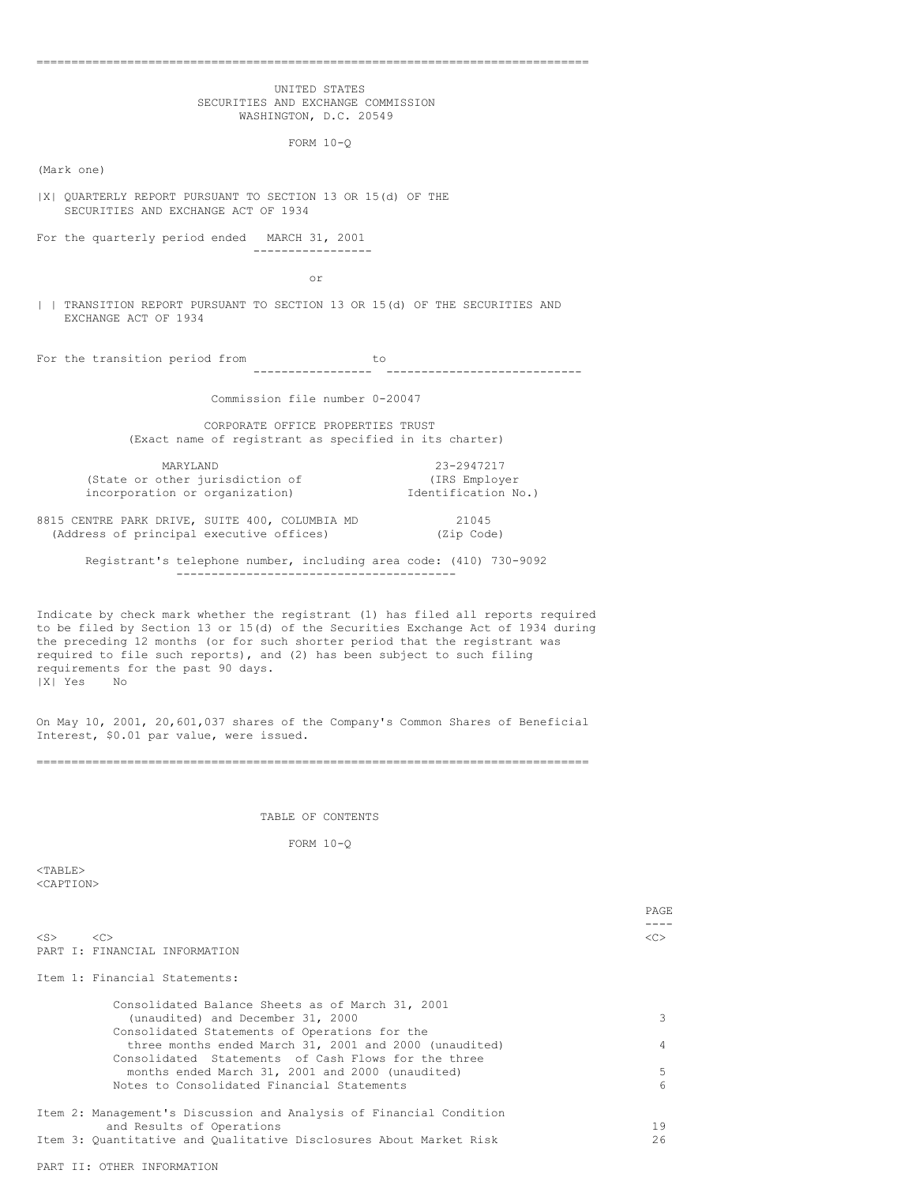UNITED STATES
SECURITIES AND EXCHANGE COMMISSION
WASHINGTON, D.C. 20549

FORM 10-Q

(Mark one)

|X| QUARTERLY REPORT PURSUANT TO SECTION 13 OR 15(d) OF THE SECURITIES AND EXCHANGE ACT OF 1934

For the quarterly period ended MARCH 31, 2001

or

| | TRANSITION REPORT PURSUANT TO SECTION 13 OR 15(d) OF THE SECURITIES AND EXCHANGE ACT OF 1934

For the transition period from ________________ to ___________________________

Commission file number 0-20047

CORPORATE OFFICE PROPERTIES TRUST
(Exact name of registrant as specified in its charter)

| MARYLAND | 23-2947217 |
|---|---|
| (State or other jurisdiction of incorporation or organization) | (IRS Employer Identification No.) |

| 8815 CENTRE PARK DRIVE, SUITE 400, COLUMBIA MD | 21045 |
|---|---|
| (Address of principal executive offices) | (Zip Code) |

Registrant's telephone number, including area code: (410) 730-9092

Indicate by check mark whether the registrant (1) has filed all reports required to be filed by Section 13 or 15(d) of the Securities Exchange Act of 1934 during the preceding 12 months (or for such shorter period that the registrant was required to file such reports), and (2) has been subject to such filing requirements for the past 90 days.
|X| Yes No

On May 10, 2001, 20,601,037 shares of the Company's Common Shares of Beneficial Interest, $0.01 par value, were issued.

TABLE OF CONTENTS

FORM 10-Q

| | PAGE |
|---|---|
| PART I: FINANCIAL INFORMATION | |
| Item 1: Financial Statements: | |
| Consolidated Balance Sheets as of March 31, 2001 (unaudited) and December 31, 2000 | 3 |
| Consolidated Statements of Operations for the three months ended March 31, 2001 and 2000 (unaudited) | 4 |
| Consolidated Statements of Cash Flows for the three months ended March 31, 2001 and 2000 (unaudited) | 5 |
| Notes to Consolidated Financial Statements | 6 |
| Item 2: Management's Discussion and Analysis of Financial Condition and Results of Operations | 19 |
| Item 3: Quantitative and Qualitative Disclosures About Market Risk | 26 |
| PART II: OTHER INFORMATION | |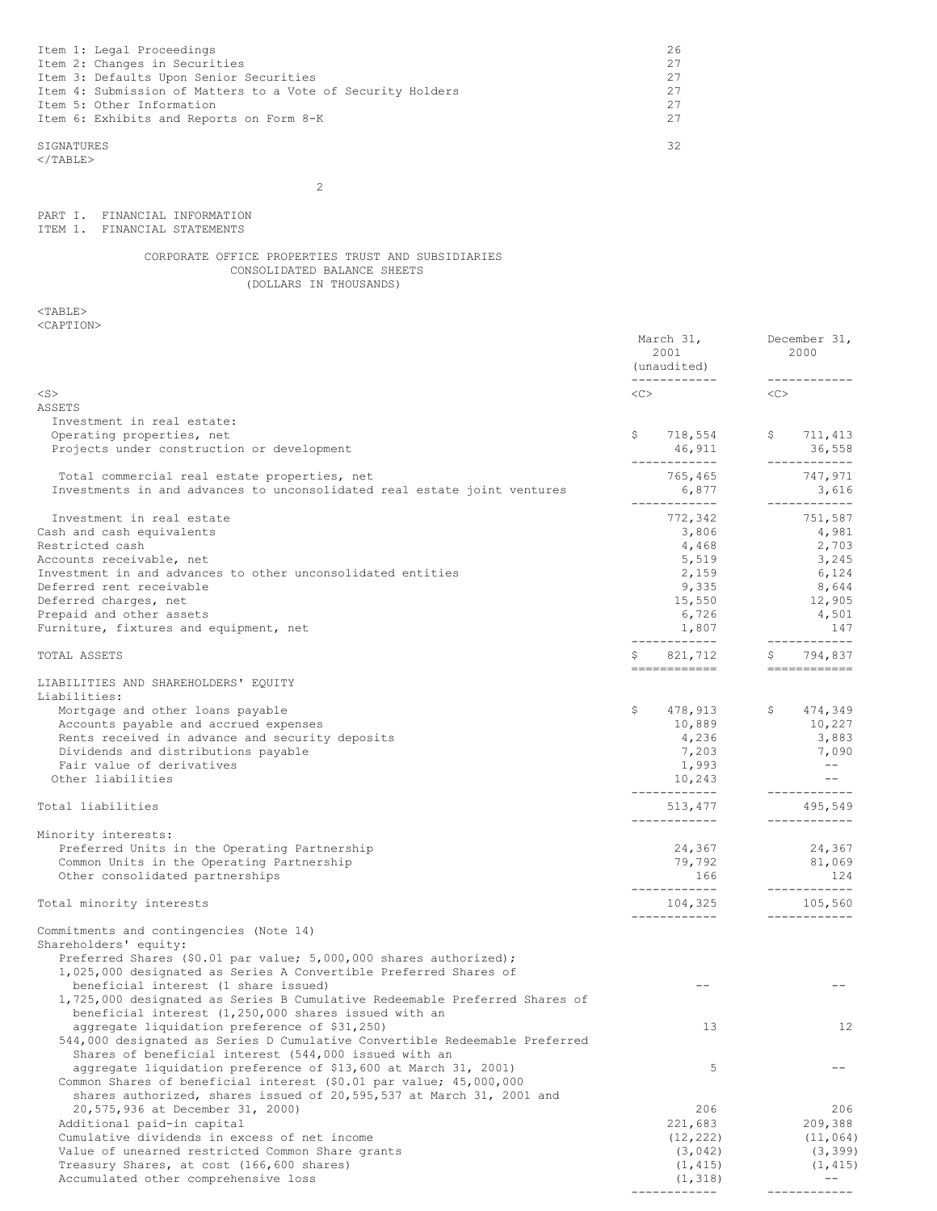| | |
|---|---|
| Item 1: Legal Proceedings | 26 |
| Item 2: Changes in Securities | 27 |
| Item 3: Defaults Upon Senior Securities | 27 |
| Item 4: Submission of Matters to a Vote of Security Holders | 27 |
| Item 5: Other Information | 27 |
| Item 6: Exhibits and Reports on Form 8-K | 27 |
| SIGNATURES | 32 |

# PART I. FINANCIAL INFORMATION

## ITEM 1. FINANCIAL STATEMENTS

### CORPORATE OFFICE PROPERTIES TRUST AND SUBSIDIARIES
### CONSOLIDATED BALANCE SHEETS
### (DOLLARS IN THOUSANDS)

| | March 31, 2001 (unaudited) | December 31, 2000 |
|---|---|---|
| **ASSETS** | | |
| Investment in real estate: | | |
| Operating properties, net | $ 718,554 | $ 711,413 |
| Projects under construction or development | 46,911 | 36,558 |
| Total commercial real estate properties, net | 765,465 | 747,971 |
| Investments in and advances to unconsolidated real estate joint ventures | 6,877 | 3,616 |
| Investment in real estate | 772,342 | 751,587 |
| Cash and cash equivalents | 3,806 | 4,981 |
| Restricted cash | 4,468 | 2,703 |
| Accounts receivable, net | 5,519 | 3,245 |
| Investment in and advances to other unconsolidated entities | 2,159 | 6,124 |
| Deferred rent receivable | 9,335 | 8,644 |
| Deferred charges, net | 15,550 | 12,905 |
| Prepaid and other assets | 6,726 | 4,501 |
| Furniture, fixtures and equipment, net | 1,807 | 147 |
| TOTAL ASSETS | $ 821,712 | $ 794,837 |
| **LIABILITIES AND SHAREHOLDERS' EQUITY** | | |
| Liabilities: | | |
| Mortgage and other loans payable | $ 478,913 | $ 474,349 |
| Accounts payable and accrued expenses | 10,889 | 10,227 |
| Rents received in advance and security deposits | 4,236 | 3,883 |
| Dividends and distributions payable | 7,203 | 7,090 |
| Fair value of derivatives | 1,993 | -- |
| Other liabilities | 10,243 | -- |
| Total liabilities | 513,477 | 495,549 |
| Minority interests: | | |
| Preferred Units in the Operating Partnership | 24,367 | 24,367 |
| Common Units in the Operating Partnership | 79,792 | 81,069 |
| Other consolidated partnerships | 166 | 124 |
| Total minority interests | 104,325 | 105,560 |
| Commitments and contingencies (Note 14) | | |
| Shareholders' equity: | | |
| Preferred Shares ($0.01 par value; 5,000,000 shares authorized); 1,025,000 designated as Series A Convertible Preferred Shares of beneficial interest (1 share issued) | -- | -- |
| 1,725,000 designated as Series B Cumulative Redeemable Preferred Shares of beneficial interest (1,250,000 shares issued with an aggregate liquidation preference of $31,250) | 13 | 12 |
| 544,000 designated as Series D Cumulative Convertible Redeemable Preferred Shares of beneficial interest (544,000 issued with an aggregate liquidation preference of $13,600 at March 31, 2001) | 5 | -- |
| Common Shares of beneficial interest ($0.01 par value; 45,000,000 shares authorized, shares issued of 20,595,537 at March 31, 2001 and 20,575,936 at December 31, 2000) | 206 | 206 |
| Additional paid-in capital | 221,683 | 209,388 |
| Cumulative dividends in excess of net income | (12,222) | (11,064) |
| Value of unearned restricted Common Share grants | (3,042) | (3,399) |
| Treasury Shares, at cost (166,600 shares) | (1,415) | (1,415) |
| Accumulated other comprehensive loss | (1,318) | -- |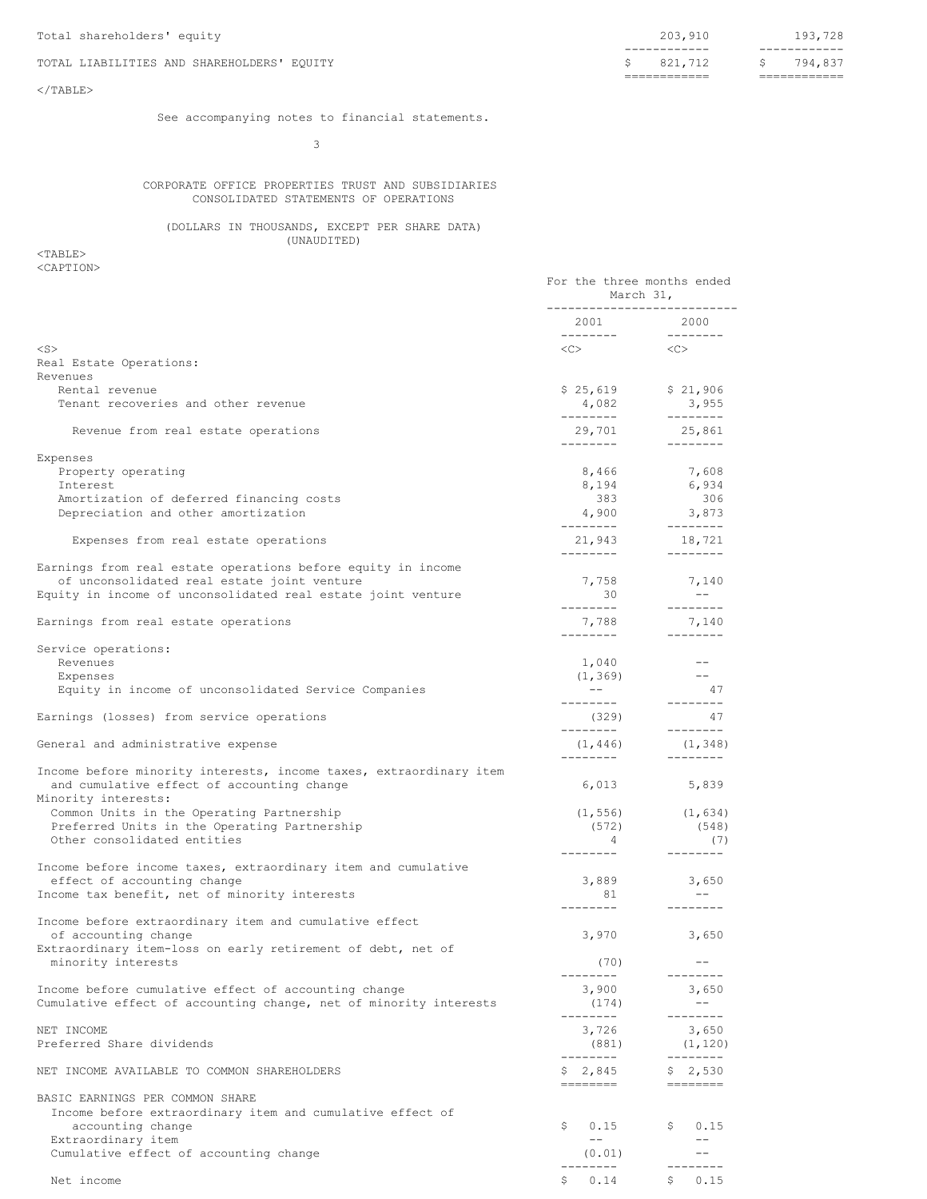| | | |
|---|---|---|
| Total shareholders' equity | 203,910 | 193,728 |
| TOTAL LIABILITIES AND SHAREHOLDERS' EQUITY | $ 821,712 | $ 794,837 |

See accompanying notes to financial statements.

## CORPORATE OFFICE PROPERTIES TRUST AND SUBSIDIARIES
## CONSOLIDATED STATEMENTS OF OPERATIONS

(DOLLARS IN THOUSANDS, EXCEPT PER SHARE DATA)
(UNAUDITED)

| | For the three months ended March 31, | |
|---|---|---|
| | 2001 | 2000 |
| Real Estate Operations: | | |
| Revenues | | |
| Rental revenue | $ 25,619 | $ 21,906 |
| Tenant recoveries and other revenue | 4,082 | 3,955 |
| Revenue from real estate operations | 29,701 | 25,861 |
| Expenses | | |
| Property operating | 8,466 | 7,608 |
| Interest | 8,194 | 6,934 |
| Amortization of deferred financing costs | 383 | 306 |
| Depreciation and other amortization | 4,900 | 3,873 |
| Expenses from real estate operations | 21,943 | 18,721 |
| Earnings from real estate operations before equity in income of unconsolidated real estate joint venture | 7,758 | 7,140 |
| Equity in income of unconsolidated real estate joint venture | 30 | -- |
| Earnings from real estate operations | 7,788 | 7,140 |
| Service operations: | | |
| Revenues | 1,040 | -- |
| Expenses | (1,369) | -- |
| Equity in income of unconsolidated Service Companies | -- | 47 |
| Earnings (losses) from service operations | (329) | 47 |
| General and administrative expense | (1,446) | (1,348) |
| Income before minority interests, income taxes, extraordinary item and cumulative effect of accounting change | 6,013 | 5,839 |
| Minority interests: | | |
| Common Units in the Operating Partnership | (1,556) | (1,634) |
| Preferred Units in the Operating Partnership | (572) | (548) |
| Other consolidated entities | 4 | (7) |
| Income before income taxes, extraordinary item and cumulative effect of accounting change | 3,889 | 3,650 |
| Income tax benefit, net of minority interests | 81 | -- |
| Income before extraordinary item and cumulative effect of accounting change | 3,970 | 3,650 |
| Extraordinary item-loss on early retirement of debt, net of minority interests | (70) | -- |
| Income before cumulative effect of accounting change | 3,900 | 3,650 |
| Cumulative effect of accounting change, net of minority interests | (174) | -- |
| NET INCOME | 3,726 | 3,650 |
| Preferred Share dividends | (881) | (1,120) |
| NET INCOME AVAILABLE TO COMMON SHAREHOLDERS | $ 2,845 | $ 2,530 |
| BASIC EARNINGS PER COMMON SHARE | | |
| Income before extraordinary item and cumulative effect of accounting change | $ 0.15 | $ 0.15 |
| Extraordinary item | -- | -- |
| Cumulative effect of accounting change | (0.01) | -- |
| Net income | $ 0.14 | $ 0.15 |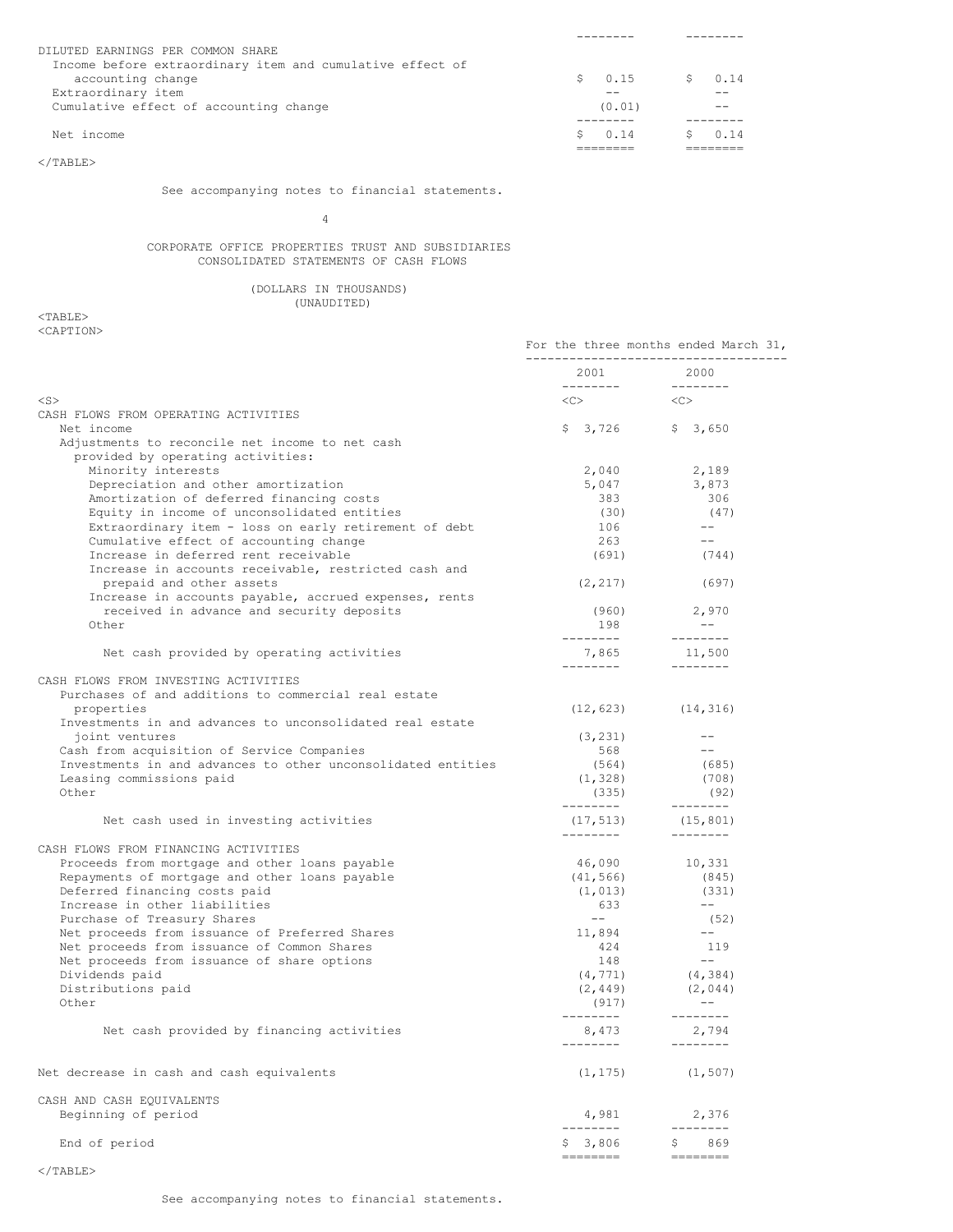| | | |
|---|---|---|
| DILUTED EARNINGS PER COMMON SHARE | | |
| Income before extraordinary item and cumulative effect of accounting change | $ 0.15 | $ 0.14 |
| Extraordinary item | -- | -- |
| Cumulative effect of accounting change | (0.01) | -- |
| Net income | $ 0.14 | $ 0.14 |

See accompanying notes to financial statements.

CORPORATE OFFICE PROPERTIES TRUST AND SUBSIDIARIES
CONSOLIDATED STATEMENTS OF CASH FLOWS

(DOLLARS IN THOUSANDS)
(UNAUDITED)

| | For the three months ended March 31, | |
|---|---|---|
| | 2001 | 2000 |
| CASH FLOWS FROM OPERATING ACTIVITIES | | |
| Net income | $ 3,726 | $ 3,650 |
| Adjustments to reconcile net income to net cash provided by operating activities: | | |
| Minority interests | 2,040 | 2,189 |
| Depreciation and other amortization | 5,047 | 3,873 |
| Amortization of deferred financing costs | 383 | 306 |
| Equity in income of unconsolidated entities | (30) | (47) |
| Extraordinary item - loss on early retirement of debt | 106 | -- |
| Cumulative effect of accounting change | 263 | -- |
| Increase in deferred rent receivable | (691) | (744) |
| Increase in accounts receivable, restricted cash and prepaid and other assets | (2,217) | (697) |
| Increase in accounts payable, accrued expenses, rents received in advance and security deposits | (960) | 2,970 |
| Other | 198 | -- |
| Net cash provided by operating activities | 7,865 | 11,500 |
| CASH FLOWS FROM INVESTING ACTIVITIES | | |
| Purchases of and additions to commercial real estate properties | (12,623) | (14,316) |
| Investments in and advances to unconsolidated real estate joint ventures | (3,231) | -- |
| Cash from acquisition of Service Companies | 568 | -- |
| Investments in and advances to other unconsolidated entities | (564) | (685) |
| Leasing commissions paid | (1,328) | (708) |
| Other | (335) | (92) |
| Net cash used in investing activities | (17,513) | (15,801) |
| CASH FLOWS FROM FINANCING ACTIVITIES | | |
| Proceeds from mortgage and other loans payable | 46,090 | 10,331 |
| Repayments of mortgage and other loans payable | (41,566) | (845) |
| Deferred financing costs paid | (1,013) | (331) |
| Increase in other liabilities | 633 | -- |
| Purchase of Treasury Shares | -- | (52) |
| Net proceeds from issuance of Preferred Shares | 11,894 | -- |
| Net proceeds from issuance of Common Shares | 424 | 119 |
| Net proceeds from issuance of share options | 148 | -- |
| Dividends paid | (4,771) | (4,384) |
| Distributions paid | (2,449) | (2,044) |
| Other | (917) | -- |
| Net cash provided by financing activities | 8,473 | 2,794 |
| Net decrease in cash and cash equivalents | (1,175) | (1,507) |
| CASH AND CASH EQUIVALENTS | | |
| Beginning of period | 4,981 | 2,376 |
| End of period | $ 3,806 | $ 869 |

See accompanying notes to financial statements.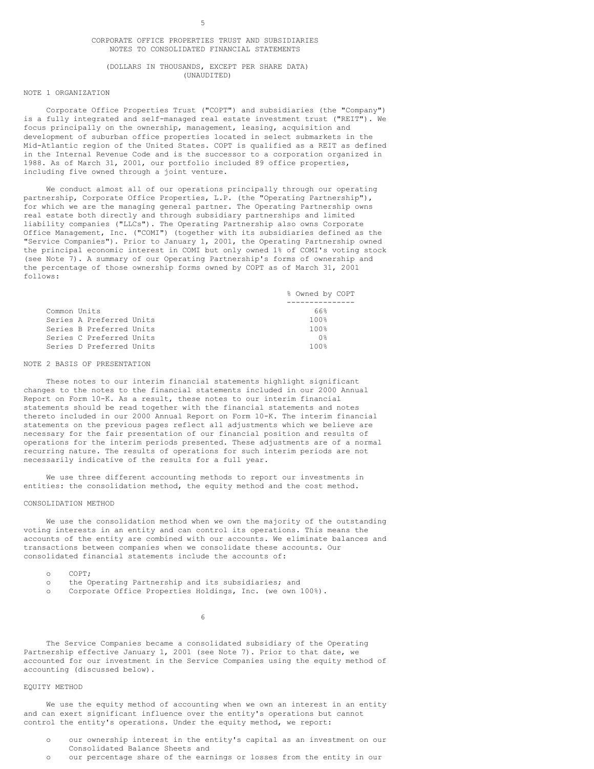# CORPORATE OFFICE PROPERTIES TRUST AND SUBSIDIARIES
## NOTES TO CONSOLIDATED FINANCIAL STATEMENTS

(DOLLARS IN THOUSANDS, EXCEPT PER SHARE DATA)
(UNAUDITED)

### NOTE 1 ORGANIZATION

Corporate Office Properties Trust ("COPT") and subsidiaries (the "Company") is a fully integrated and self-managed real estate investment trust ("REIT"). We focus principally on the ownership, management, leasing, acquisition and development of suburban office properties located in select submarkets in the Mid-Atlantic region of the United States. COPT is qualified as a REIT as defined in the Internal Revenue Code and is the successor to a corporation organized in 1988. As of March 31, 2001, our portfolio included 89 office properties, including five owned through a joint venture.

We conduct almost all of our operations principally through our operating partnership, Corporate Office Properties, L.P. (the "Operating Partnership"), for which we are the managing general partner. The Operating Partnership owns real estate both directly and through subsidiary partnerships and limited liability companies ("LLCs"). The Operating Partnership also owns Corporate Office Management, Inc. ("COMI") (together with its subsidiaries defined as the "Service Companies"). Prior to January 1, 2001, the Operating Partnership owned the principal economic interest in COMI but only owned 1% of COMI's voting stock (see Note 7). A summary of our Operating Partnership's forms of ownership and the percentage of those ownership forms owned by COPT as of March 31, 2001 follows:

| | % Owned by COPT |
|---|---|
| Common Units | 66% |
| Series A Preferred Units | 100% |
| Series B Preferred Units | 100% |
| Series C Preferred Units | 0% |
| Series D Preferred Units | 100% |

### NOTE 2 BASIS OF PRESENTATION

These notes to our interim financial statements highlight significant changes to the notes to the financial statements included in our 2000 Annual Report on Form 10-K. As a result, these notes to our interim financial statements should be read together with the financial statements and notes thereto included in our 2000 Annual Report on Form 10-K. The interim financial statements on the previous pages reflect all adjustments which we believe are necessary for the fair presentation of our financial position and results of operations for the interim periods presented. These adjustments are of a normal recurring nature. The results of operations for such interim periods are not necessarily indicative of the results for a full year.

We use three different accounting methods to report our investments in entities: the consolidation method, the equity method and the cost method.

#### CONSOLIDATION METHOD

We use the consolidation method when we own the majority of the outstanding voting interests in an entity and can control its operations. This means the accounts of the entity are combined with our accounts. We eliminate balances and transactions between companies when we consolidate these accounts. Our consolidated financial statements include the accounts of:

- COPT;
- the Operating Partnership and its subsidiaries; and
- Corporate Office Properties Holdings, Inc. (we own 100%).

The Service Companies became a consolidated subsidiary of the Operating Partnership effective January 1, 2001 (see Note 7). Prior to that date, we accounted for our investment in the Service Companies using the equity method of accounting (discussed below).

#### EQUITY METHOD

We use the equity method of accounting when we own an interest in an entity and can exert significant influence over the entity's operations but cannot control the entity's operations. Under the equity method, we report:

- our ownership interest in the entity's capital as an investment on our Consolidated Balance Sheets and
- our percentage share of the earnings or losses from the entity in our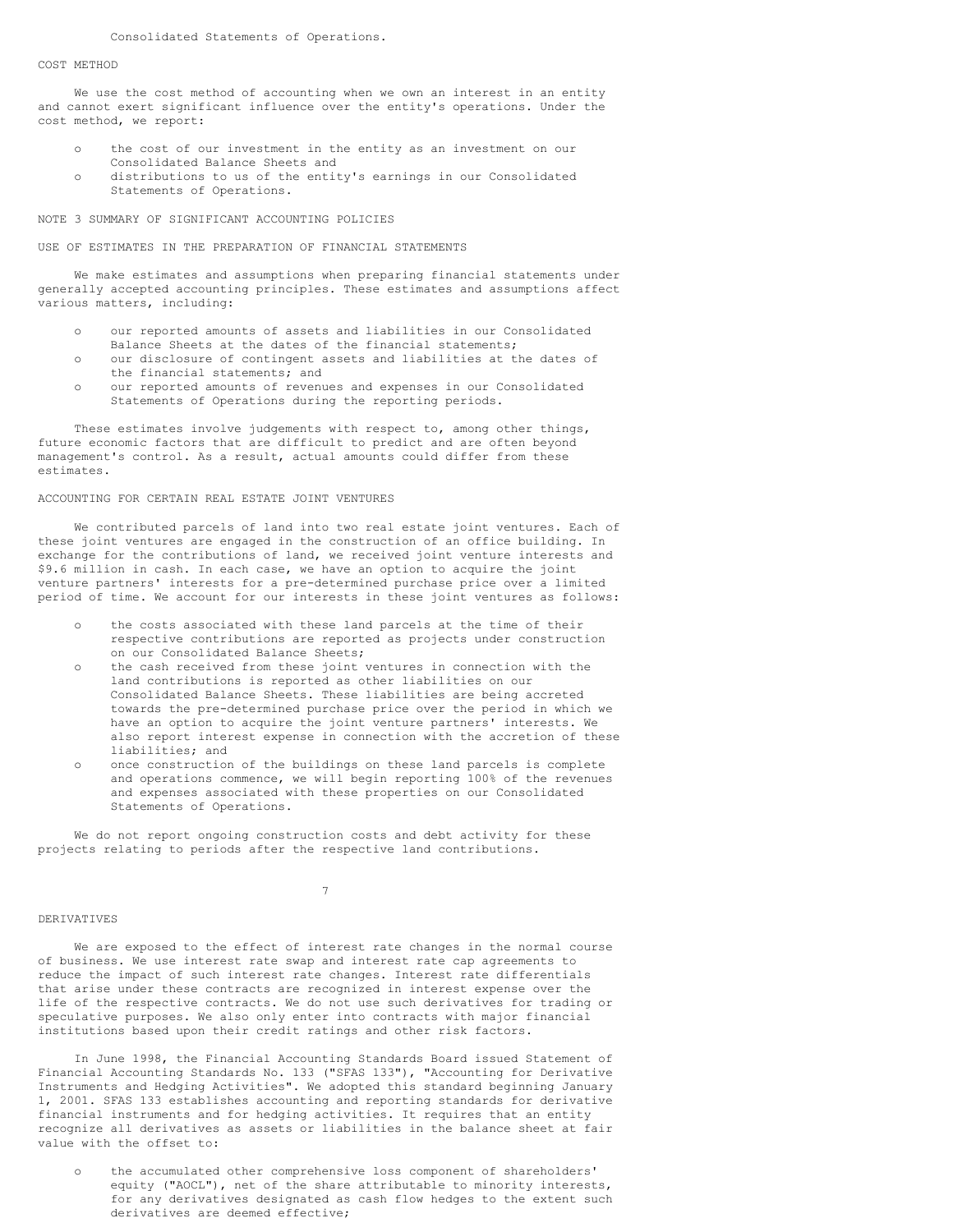Consolidated Statements of Operations.

### COST METHOD

We use the cost method of accounting when we own an interest in an entity and cannot exert significant influence over the entity's operations. Under the cost method, we report:

- the cost of our investment in the entity as an investment on our Consolidated Balance Sheets and
- distributions to us of the entity's earnings in our Consolidated Statements of Operations.

## NOTE 3 SUMMARY OF SIGNIFICANT ACCOUNTING POLICIES

### USE OF ESTIMATES IN THE PREPARATION OF FINANCIAL STATEMENTS

We make estimates and assumptions when preparing financial statements under generally accepted accounting principles. These estimates and assumptions affect various matters, including:

- our reported amounts of assets and liabilities in our Consolidated Balance Sheets at the dates of the financial statements;
- our disclosure of contingent assets and liabilities at the dates of the financial statements; and
- our reported amounts of revenues and expenses in our Consolidated Statements of Operations during the reporting periods.

These estimates involve judgements with respect to, among other things, future economic factors that are difficult to predict and are often beyond management's control. As a result, actual amounts could differ from these estimates.

### ACCOUNTING FOR CERTAIN REAL ESTATE JOINT VENTURES

We contributed parcels of land into two real estate joint ventures. Each of these joint ventures are engaged in the construction of an office building. In exchange for the contributions of land, we received joint venture interests and $9.6 million in cash. In each case, we have an option to acquire the joint venture partners' interests for a pre-determined purchase price over a limited period of time. We account for our interests in these joint ventures as follows:

- the costs associated with these land parcels at the time of their respective contributions are reported as projects under construction on our Consolidated Balance Sheets;
- the cash received from these joint ventures in connection with the land contributions is reported as other liabilities on our Consolidated Balance Sheets. These liabilities are being accreted towards the pre-determined purchase price over the period in which we have an option to acquire the joint venture partners' interests. We also report interest expense in connection with the accretion of these liabilities; and
- once construction of the buildings on these land parcels is complete and operations commence, we will begin reporting 100% of the revenues and expenses associated with these properties on our Consolidated Statements of Operations.

We do not report ongoing construction costs and debt activity for these projects relating to periods after the respective land contributions.

### DERIVATIVES

We are exposed to the effect of interest rate changes in the normal course of business. We use interest rate swap and interest rate cap agreements to reduce the impact of such interest rate changes. Interest rate differentials that arise under these contracts are recognized in interest expense over the life of the respective contracts. We do not use such derivatives for trading or speculative purposes. We also only enter into contracts with major financial institutions based upon their credit ratings and other risk factors.

In June 1998, the Financial Accounting Standards Board issued Statement of Financial Accounting Standards No. 133 ("SFAS 133"), "Accounting for Derivative Instruments and Hedging Activities". We adopted this standard beginning January 1, 2001. SFAS 133 establishes accounting and reporting standards for derivative financial instruments and for hedging activities. It requires that an entity recognize all derivatives as assets or liabilities in the balance sheet at fair value with the offset to:

- the accumulated other comprehensive loss component of shareholders' equity ("AOCL"), net of the share attributable to minority interests, for any derivatives designated as cash flow hedges to the extent such derivatives are deemed effective;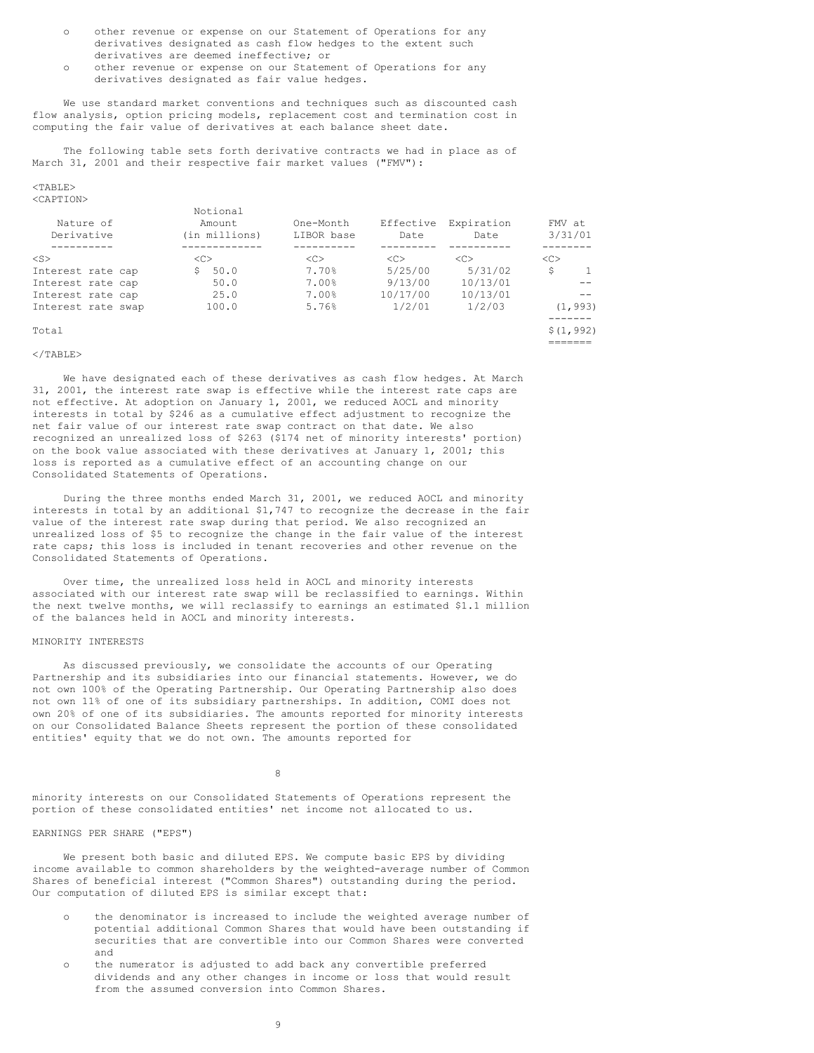- other revenue or expense on our Statement of Operations for any derivatives designated as cash flow hedges to the extent such derivatives are deemed ineffective; or
- other revenue or expense on our Statement of Operations for any derivatives designated as fair value hedges.

We use standard market conventions and techniques such as discounted cash flow analysis, option pricing models, replacement cost and termination cost in computing the fair value of derivatives at each balance sheet date.

The following table sets forth derivative contracts we had in place as of March 31, 2001 and their respective fair market values ("FMV"):

| Nature of Derivative | Notional Amount (in millions) | One-Month LIBOR base | Effective Date | Expiration Date | FMV at 3/31/01 |
|---|---|---|---|---|---|
| Interest rate cap | $ 50.0 | 7.70% | 5/25/00 | 5/31/02 | $ 1 |
| Interest rate cap | 50.0 | 7.00% | 9/13/00 | 10/13/01 | -- |
| Interest rate cap | 25.0 | 7.00% | 10/17/00 | 10/13/01 | -- |
| Interest rate swap | 100.0 | 5.76% | 1/2/01 | 1/2/03 | (1,993) |
| Total | | | | | $(1,992) |

We have designated each of these derivatives as cash flow hedges. At March 31, 2001, the interest rate swap is effective while the interest rate caps are not effective. At adoption on January 1, 2001, we reduced AOCL and minority interests in total by $246 as a cumulative effect adjustment to recognize the net fair value of our interest rate swap contract on that date. We also recognized an unrealized loss of $263 ($174 net of minority interests' portion) on the book value associated with these derivatives at January 1, 2001; this loss is reported as a cumulative effect of an accounting change on our Consolidated Statements of Operations.

During the three months ended March 31, 2001, we reduced AOCL and minority interests in total by an additional $1,747 to recognize the decrease in the fair value of the interest rate swap during that period. We also recognized an unrealized loss of $5 to recognize the change in the fair value of the interest rate caps; this loss is included in tenant recoveries and other revenue on the Consolidated Statements of Operations.

Over time, the unrealized loss held in AOCL and minority interests associated with our interest rate swap will be reclassified to earnings. Within the next twelve months, we will reclassify to earnings an estimated $1.1 million of the balances held in AOCL and minority interests.

MINORITY INTERESTS

As discussed previously, we consolidate the accounts of our Operating Partnership and its subsidiaries into our financial statements. However, we do not own 100% of the Operating Partnership. Our Operating Partnership also does not own 11% of one of its subsidiary partnerships. In addition, COMI does not own 20% of one of its subsidiaries. The amounts reported for minority interests on our Consolidated Balance Sheets represent the portion of these consolidated entities' equity that we do not own. The amounts reported for minority interests on our Consolidated Statements of Operations represent the portion of these consolidated entities' net income not allocated to us.

EARNINGS PER SHARE ("EPS")

We present both basic and diluted EPS. We compute basic EPS by dividing income available to common shareholders by the weighted-average number of Common Shares of beneficial interest ("Common Shares") outstanding during the period. Our computation of diluted EPS is similar except that:

- the denominator is increased to include the weighted average number of potential additional Common Shares that would have been outstanding if securities that are convertible into our Common Shares were converted and
- the numerator is adjusted to add back any convertible preferred dividends and any other changes in income or loss that would result from the assumed conversion into Common Shares.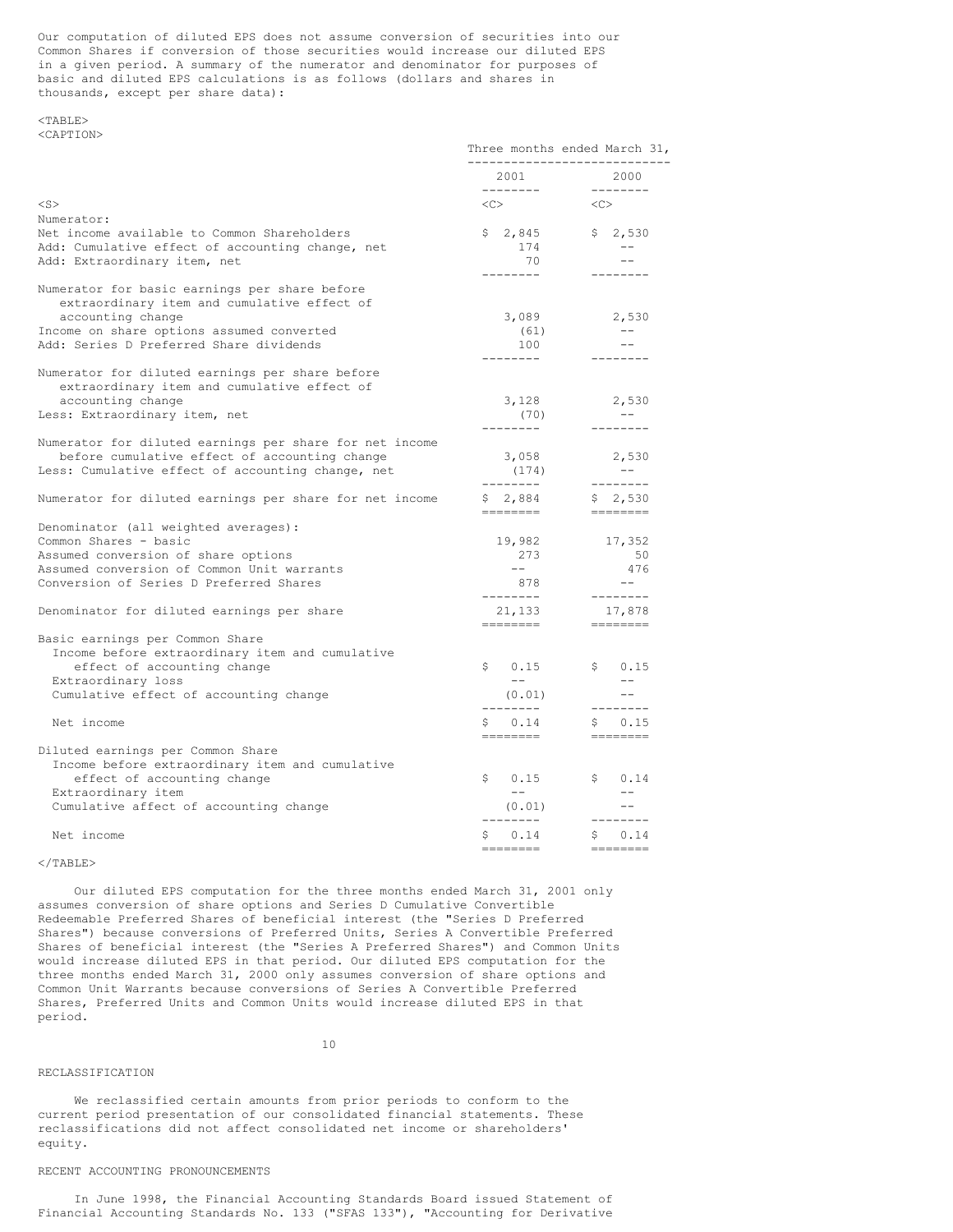Our computation of diluted EPS does not assume conversion of securities into our Common Shares if conversion of those securities would increase our diluted EPS in a given period. A summary of the numerator and denominator for purposes of basic and diluted EPS calculations is as follows (dollars and shares in thousands, except per share data):

| | Three months ended March 31, | |
|---|---|---|
| | 2001 | 2000 |
| Numerator: | | |
| Net income available to Common Shareholders | $ 2,845 | $ 2,530 |
| Add: Cumulative effect of accounting change, net | 174 | -- |
| Add: Extraordinary item, net | 70 | -- |
| Numerator for basic earnings per share before extraordinary item and cumulative effect of accounting change | 3,089 | 2,530 |
| Income on share options assumed converted | (61) | -- |
| Add: Series D Preferred Share dividends | 100 | -- |
| Numerator for diluted earnings per share before extraordinary item and cumulative effect of accounting change | 3,128 | 2,530 |
| Less: Extraordinary item, net | (70) | -- |
| Numerator for diluted earnings per share for net income before cumulative effect of accounting change | 3,058 | 2,530 |
| Less: Cumulative effect of accounting change, net | (174) | -- |
| Numerator for diluted earnings per share for net income | $ 2,884 | $ 2,530 |
| Denominator (all weighted averages): | | |
| Common Shares - basic | 19,982 | 17,352 |
| Assumed conversion of share options | 273 | 50 |
| Assumed conversion of Common Unit warrants | -- | 476 |
| Conversion of Series D Preferred Shares | 878 | -- |
| Denominator for diluted earnings per share | 21,133 | 17,878 |
| Basic earnings per Common Share | | |
| Income before extraordinary item and cumulative effect of accounting change | $ 0.15 | $ 0.15 |
| Extraordinary loss | -- | -- |
| Cumulative effect of accounting change | (0.01) | -- |
| Net income | $ 0.14 | $ 0.15 |
| Diluted earnings per Common Share | | |
| Income before extraordinary item and cumulative effect of accounting change | $ 0.15 | $ 0.14 |
| Extraordinary item | -- | -- |
| Cumulative affect of accounting change | (0.01) | -- |
| Net income | $ 0.14 | $ 0.14 |

Our diluted EPS computation for the three months ended March 31, 2001 only assumes conversion of share options and Series D Cumulative Convertible Redeemable Preferred Shares of beneficial interest (the "Series D Preferred Shares") because conversions of Preferred Units, Series A Convertible Preferred Shares of beneficial interest (the "Series A Preferred Shares") and Common Units would increase diluted EPS in that period. Our diluted EPS computation for the three months ended March 31, 2000 only assumes conversion of share options and Common Unit Warrants because conversions of Series A Convertible Preferred Shares, Preferred Units and Common Units would increase diluted EPS in that period.

RECLASSIFICATION

We reclassified certain amounts from prior periods to conform to the current period presentation of our consolidated financial statements. These reclassifications did not affect consolidated net income or shareholders' equity.

RECENT ACCOUNTING PRONOUNCEMENTS

In June 1998, the Financial Accounting Standards Board issued Statement of Financial Accounting Standards No. 133 ("SFAS 133"), "Accounting for Derivative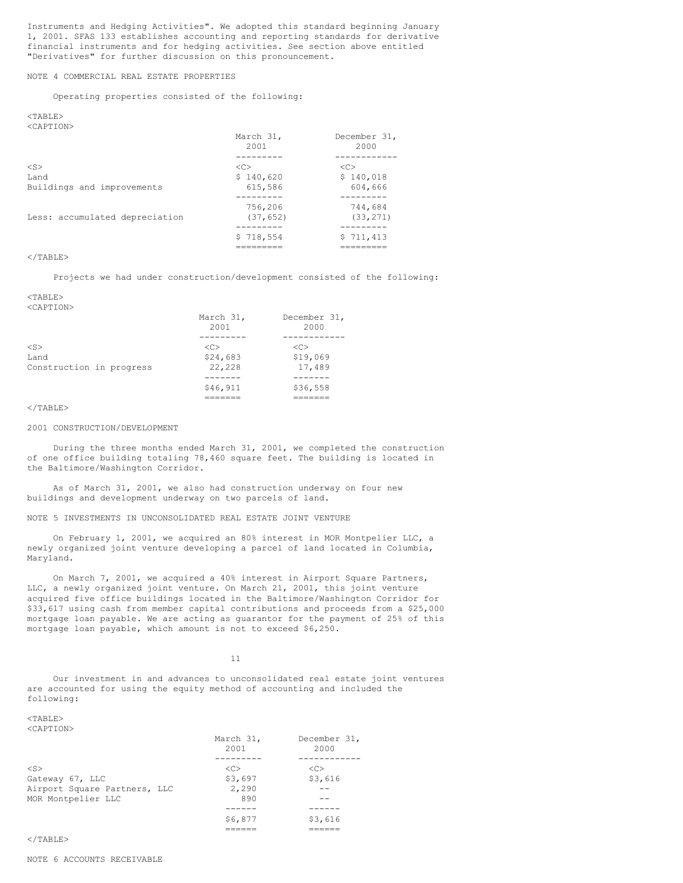Instruments and Hedging Activities". We adopted this standard beginning January 1, 2001. SFAS 133 establishes accounting and reporting standards for derivative financial instruments and for hedging activities. See section above entitled "Derivatives" for further discussion on this pronouncement.

NOTE 4 COMMERCIAL REAL ESTATE PROPERTIES

Operating properties consisted of the following:

| | March 31, 2001 | December 31, 2000 |
|---|---|---|
| Land | $ 140,620 | $ 140,018 |
| Buildings and improvements | 615,586 | 604,666 |
| | 756,206 | 744,684 |
| Less: accumulated depreciation | (37,652) | (33,271) |
| | $ 718,554 | $ 711,413 |

Projects we had under construction/development consisted of the following:

| | March 31, 2001 | December 31, 2000 |
|---|---|---|
| Land | $24,683 | $19,069 |
| Construction in progress | 22,228 | 17,489 |
| | $46,911 | $36,558 |

2001 CONSTRUCTION/DEVELOPMENT

During the three months ended March 31, 2001, we completed the construction of one office building totaling 78,460 square feet. The building is located in the Baltimore/Washington Corridor.

As of March 31, 2001, we also had construction underway on four new buildings and development underway on two parcels of land.

NOTE 5 INVESTMENTS IN UNCONSOLIDATED REAL ESTATE JOINT VENTURE

On February 1, 2001, we acquired an 80% interest in MOR Montpelier LLC, a newly organized joint venture developing a parcel of land located in Columbia, Maryland.

On March 7, 2001, we acquired a 40% interest in Airport Square Partners, LLC, a newly organized joint venture. On March 21, 2001, this joint venture acquired five office buildings located in the Baltimore/Washington Corridor for $33,617 using cash from member capital contributions and proceeds from a $25,000 mortgage loan payable. We are acting as guarantor for the payment of 25% of this mortgage loan payable, which amount is not to exceed $6,250.

Our investment in and advances to unconsolidated real estate joint ventures are accounted for using the equity method of accounting and included the following:

| | March 31, 2001 | December 31, 2000 |
|---|---|---|
| Gateway 67, LLC | $3,697 | $3,616 |
| Airport Square Partners, LLC | 2,290 | -- |
| MOR Montpelier LLC | 890 | -- |
| | $6,877 | $3,616 |

NOTE 6 ACCOUNTS RECEIVABLE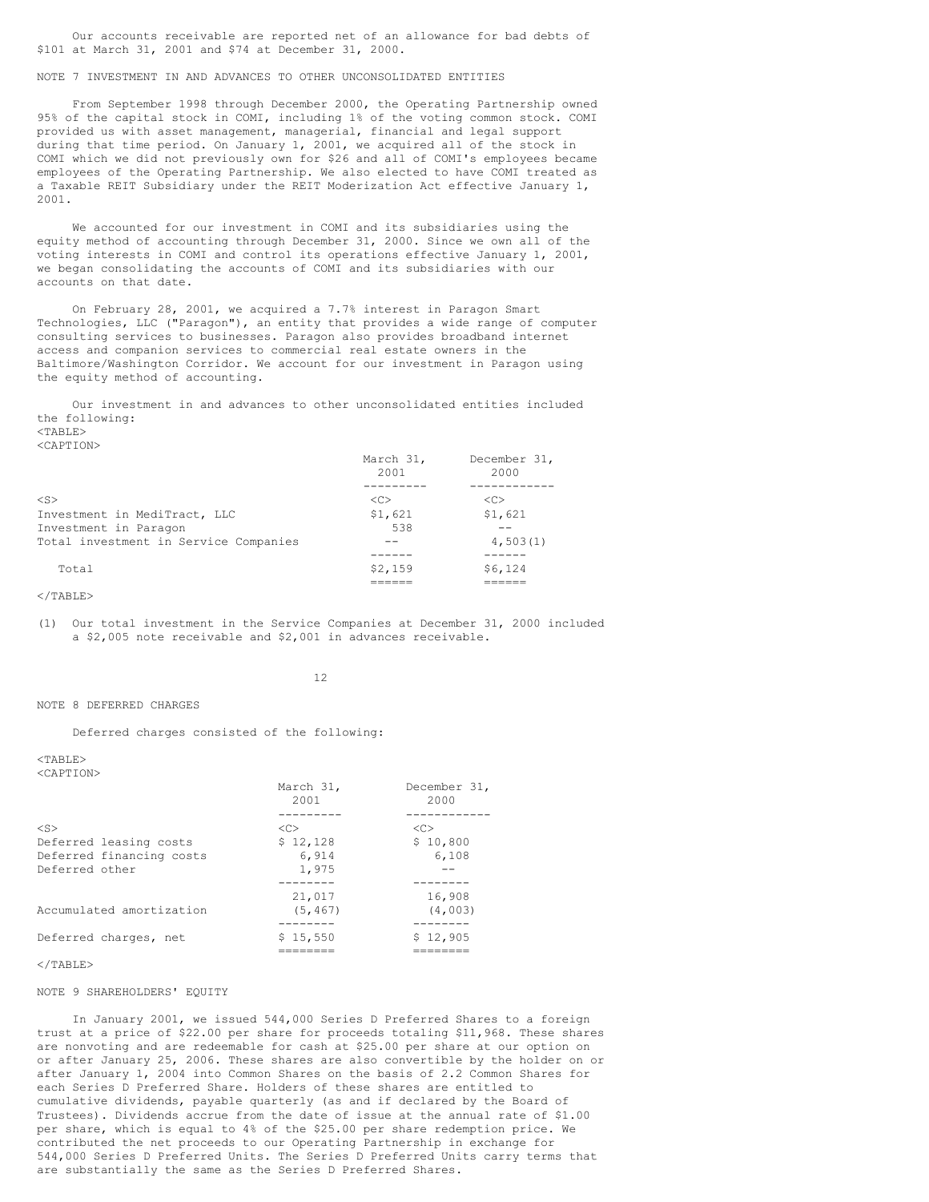Our accounts receivable are reported net of an allowance for bad debts of $101 at March 31, 2001 and $74 at December 31, 2000.

NOTE 7 INVESTMENT IN AND ADVANCES TO OTHER UNCONSOLIDATED ENTITIES

From September 1998 through December 2000, the Operating Partnership owned 95% of the capital stock in COMI, including 1% of the voting common stock. COMI provided us with asset management, managerial, financial and legal support during that time period. On January 1, 2001, we acquired all of the stock in COMI which we did not previously own for $26 and all of COMI's employees became employees of the Operating Partnership. We also elected to have COMI treated as a Taxable REIT Subsidiary under the REIT Moderization Act effective January 1, 2001.

We accounted for our investment in COMI and its subsidiaries using the equity method of accounting through December 31, 2000. Since we own all of the voting interests in COMI and control its operations effective January 1, 2001, we began consolidating the accounts of COMI and its subsidiaries with our accounts on that date.

On February 28, 2001, we acquired a 7.7% interest in Paragon Smart Technologies, LLC ("Paragon"), an entity that provides a wide range of computer consulting services to businesses. Paragon also provides broadband internet access and companion services to commercial real estate owners in the Baltimore/Washington Corridor. We account for our investment in Paragon using the equity method of accounting.

Our investment in and advances to other unconsolidated entities included the following:

| | March 31, 2001 | December 31, 2000 |
|---|---|---|
| Investment in MediTract, LLC | $1,621 | $1,621 |
| Investment in Paragon | 538 | -- |
| Total investment in Service Companies | -- | 4,503(1) |
| Total | $2,159 | $6,124 |

(1) Our total investment in the Service Companies at December 31, 2000 included a $2,005 note receivable and $2,001 in advances receivable.

NOTE 8 DEFERRED CHARGES

Deferred charges consisted of the following:

| | March 31, 2001 | December 31, 2000 |
|---|---|---|
| Deferred leasing costs | $ 12,128 | $ 10,800 |
| Deferred financing costs | 6,914 | 6,108 |
| Deferred other | 1,975 | -- |
| | 21,017 | 16,908 |
| Accumulated amortization | (5,467) | (4,003) |
| Deferred charges, net | $ 15,550 | $ 12,905 |

NOTE 9 SHAREHOLDERS' EQUITY

In January 2001, we issued 544,000 Series D Preferred Shares to a foreign trust at a price of $22.00 per share for proceeds totaling $11,968. These shares are nonvoting and are redeemable for cash at $25.00 per share at our option on or after January 25, 2006. These shares are also convertible by the holder on or after January 1, 2004 into Common Shares on the basis of 2.2 Common Shares for each Series D Preferred Share. Holders of these shares are entitled to cumulative dividends, payable quarterly (as and if declared by the Board of Trustees). Dividends accrue from the date of issue at the annual rate of $1.00 per share, which is equal to 4% of the $25.00 per share redemption price. We contributed the net proceeds to our Operating Partnership in exchange for 544,000 Series D Preferred Units. The Series D Preferred Units carry terms that are substantially the same as the Series D Preferred Shares.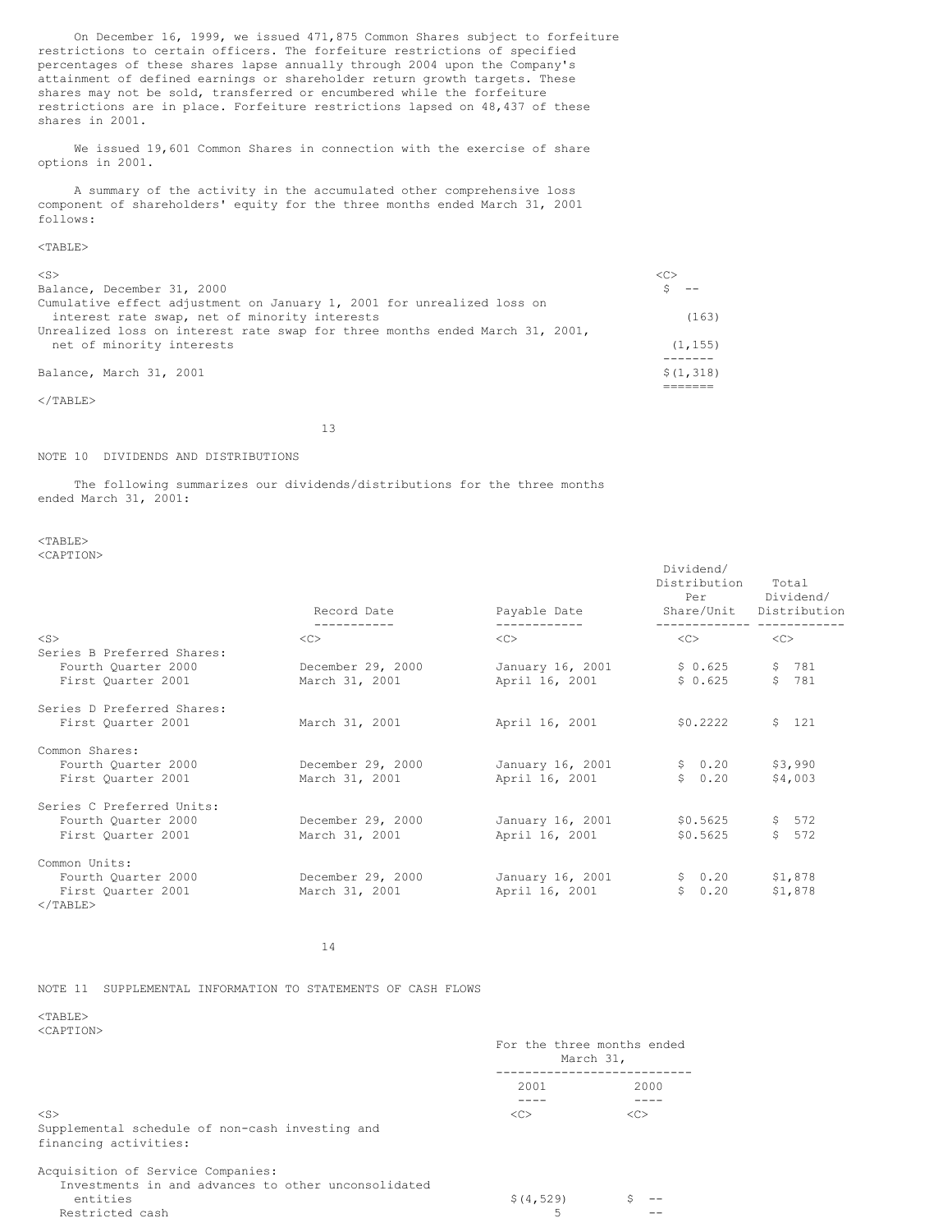On December 16, 1999, we issued 471,875 Common Shares subject to forfeiture restrictions to certain officers. The forfeiture restrictions of specified percentages of these shares lapse annually through 2004 upon the Company's attainment of defined earnings or shareholder return growth targets. These shares may not be sold, transferred or encumbered while the forfeiture restrictions are in place. Forfeiture restrictions lapsed on 48,437 of these shares in 2001.

We issued 19,601 Common Shares in connection with the exercise of share options in 2001.

A summary of the activity in the accumulated other comprehensive loss component of shareholders' equity for the three months ended March 31, 2001 follows:

| | |
|---|---|
| Balance, December 31, 2000 | $ -- |
| Cumulative effect adjustment on January 1, 2001 for unrealized loss on interest rate swap, net of minority interests | (163) |
| Unrealized loss on interest rate swap for three months ended March 31, 2001, net of minority interests | (1,155) |
| Balance, March 31, 2001 | $(1,318) |

## NOTE 10 DIVIDENDS AND DISTRIBUTIONS

The following summarizes our dividends/distributions for the three months ended March 31, 2001:

| | Record Date | Payable Date | Dividend/ Distribution Per Share/Unit | Total Dividend/ Distribution |
|---|---|---|---|---|
| Series B Preferred Shares: | | | | |
| Fourth Quarter 2000 | December 29, 2000 | January 16, 2001 | $ 0.625 | $ 781 |
| First Quarter 2001 | March 31, 2001 | April 16, 2001 | $ 0.625 | $ 781 |
| Series D Preferred Shares: | | | | |
| First Quarter 2001 | March 31, 2001 | April 16, 2001 | $0.2222 | $ 121 |
| Common Shares: | | | | |
| Fourth Quarter 2000 | December 29, 2000 | January 16, 2001 | $ 0.20 | $3,990 |
| First Quarter 2001 | March 31, 2001 | April 16, 2001 | $ 0.20 | $4,003 |
| Series C Preferred Units: | | | | |
| Fourth Quarter 2000 | December 29, 2000 | January 16, 2001 | $0.5625 | $ 572 |
| First Quarter 2001 | March 31, 2001 | April 16, 2001 | $0.5625 | $ 572 |
| Common Units: | | | | |
| Fourth Quarter 2000 | December 29, 2000 | January 16, 2001 | $ 0.20 | $1,878 |
| First Quarter 2001 | March 31, 2001 | April 16, 2001 | $ 0.20 | $1,878 |

## NOTE 11 SUPPLEMENTAL INFORMATION TO STATEMENTS OF CASH FLOWS

| | For the three months ended March 31, | |
|---|---|---|
| | 2001 | 2000 |
| Supplemental schedule of non-cash investing and financing activities: | | |
| Acquisition of Service Companies: | | |
| Investments in and advances to other unconsolidated entities | $(4,529) | $ -- |
| Restricted cash | 5 | -- |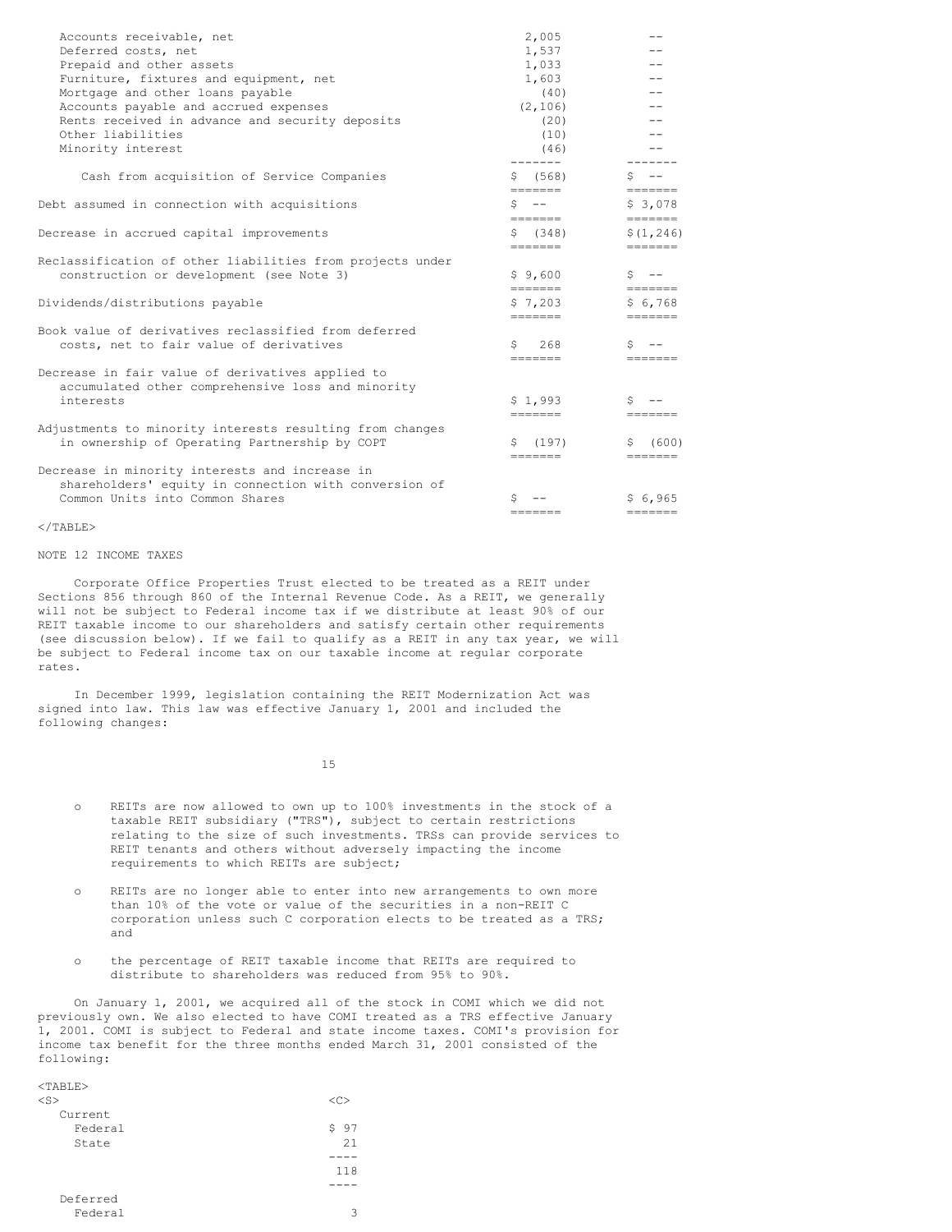| | | |
|---|---|---|
| Accounts receivable, net | 2,005 | -- |
| Deferred costs, net | 1,537 | -- |
| Prepaid and other assets | 1,033 | -- |
| Furniture, fixtures and equipment, net | 1,603 | -- |
| Mortgage and other loans payable | (40) | -- |
| Accounts payable and accrued expenses | (2,106) | -- |
| Rents received in advance and security deposits | (20) | -- |
| Other liabilities | (10) | -- |
| Minority interest | (46) | -- |
| Cash from acquisition of Service Companies | $ (568) | $ -- |
| Debt assumed in connection with acquisitions | $ -- | $ 3,078 |
| Decrease in accrued capital improvements | $ (348) | $ (1,246) |
| Reclassification of other liabilities from projects under construction or development (see Note 3) | $ 9,600 | $ -- |
| Dividends/distributions payable | $ 7,203 | $ 6,768 |
| Book value of derivatives reclassified from deferred costs, net to fair value of derivatives | $ 268 | $ -- |
| Decrease in fair value of derivatives applied to accumulated other comprehensive loss and minority interests | $ 1,993 | $ -- |
| Adjustments to minority interests resulting from changes in ownership of Operating Partnership by COPT | $ (197) | $ (600) |
| Decrease in minority interests and increase in shareholders' equity in connection with conversion of Common Units into Common Shares | $ -- | $ 6,965 |

NOTE 12 INCOME TAXES

Corporate Office Properties Trust elected to be treated as a REIT under Sections 856 through 860 of the Internal Revenue Code. As a REIT, we generally will not be subject to Federal income tax if we distribute at least 90% of our REIT taxable income to our shareholders and satisfy certain other requirements (see discussion below). If we fail to qualify as a REIT in any tax year, we will be subject to Federal income tax on our taxable income at regular corporate rates.

In December 1999, legislation containing the REIT Modernization Act was signed into law. This law was effective January 1, 2001 and included the following changes:

- REITs are now allowed to own up to 100% investments in the stock of a taxable REIT subsidiary ("TRS"), subject to certain restrictions relating to the size of such investments. TRSs can provide services to REIT tenants and others without adversely impacting the income requirements to which REITs are subject;
- REITs are no longer able to enter into new arrangements to own more than 10% of the vote or value of the securities in a non-REIT C corporation unless such C corporation elects to be treated as a TRS; and
- the percentage of REIT taxable income that REITs are required to distribute to shareholders was reduced from 95% to 90%.

On January 1, 2001, we acquired all of the stock in COMI which we did not previously own. We also elected to have COMI treated as a TRS effective January 1, 2001. COMI is subject to Federal and state income taxes. COMI's provision for income tax benefit for the three months ended March 31, 2001 consisted of the following:

| | |
|---|---|
| Current | |
| Federal | $ 97 |
| State | 21 |
| | 118 |
| Deferred | |
| Federal | 3 |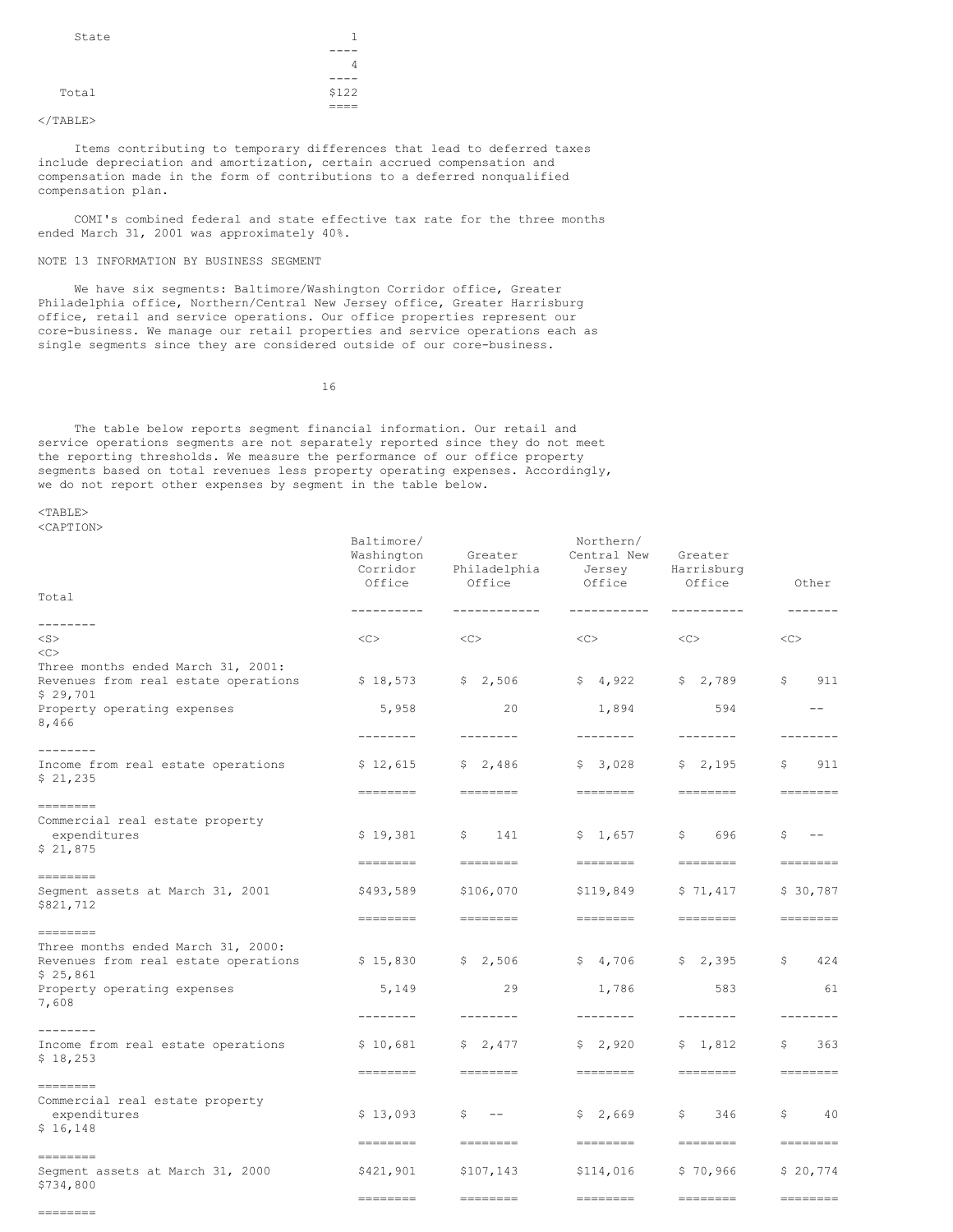| | |
|---|---|
| State | 1 |
| | 4 |
| Total | $122 |

Items contributing to temporary differences that lead to deferred taxes include depreciation and amortization, certain accrued compensation and compensation made in the form of contributions to a deferred nonqualified compensation plan.

COMI's combined federal and state effective tax rate for the three months ended March 31, 2001 was approximately 40%.

NOTE 13 INFORMATION BY BUSINESS SEGMENT

We have six segments: Baltimore/Washington Corridor office, Greater Philadelphia office, Northern/Central New Jersey office, Greater Harrisburg office, retail and service operations. Our office properties represent our core-business. We manage our retail properties and service operations each as single segments since they are considered outside of our core-business.

The table below reports segment financial information. Our retail and service operations segments are not separately reported since they do not meet the reporting thresholds. We measure the performance of our office property segments based on total revenues less property operating expenses. Accordingly, we do not report other expenses by segment in the table below.

| | Baltimore/ Washington Corridor Office | Greater Philadelphia Office | Northern/ Central New Jersey Office | Greater Harrisburg Office | Other | Total |
|---|---|---|---|---|---|---|
| Three months ended March 31, 2001: | | | | | | |
| Revenues from real estate operations | $ 18,573 | $ 2,506 | $ 4,922 | $ 2,789 | $ 911 | $ 29,701 |
| Property operating expenses | 5,958 | 20 | 1,894 | 594 | -- | 8,466 |
| Income from real estate operations | $ 12,615 | $ 2,486 | $ 3,028 | $ 2,195 | $ 911 | $ 21,235 |
| Commercial real estate property expenditures | $ 19,381 | $ 141 | $ 1,657 | $ 696 | $ -- | $ 21,875 |
| Segment assets at March 31, 2001 | $493,589 | $106,070 | $119,849 | $ 71,417 | $ 30,787 | $821,712 |
| Three months ended March 31, 2000: | | | | | | |
| Revenues from real estate operations | $ 15,830 | $ 2,506 | $ 4,706 | $ 2,395 | $ 424 | $ 25,861 |
| Property operating expenses | 5,149 | 29 | 1,786 | 583 | 61 | 7,608 |
| Income from real estate operations | $ 10,681 | $ 2,477 | $ 2,920 | $ 1,812 | $ 363 | $ 18,253 |
| Commercial real estate property expenditures | $ 13,093 | $ -- | $ 2,669 | $ 346 | $ 40 | $ 16,148 |
| Segment assets at March 31, 2000 | $421,901 | $107,143 | $114,016 | $ 70,966 | $ 20,774 | $734,800 |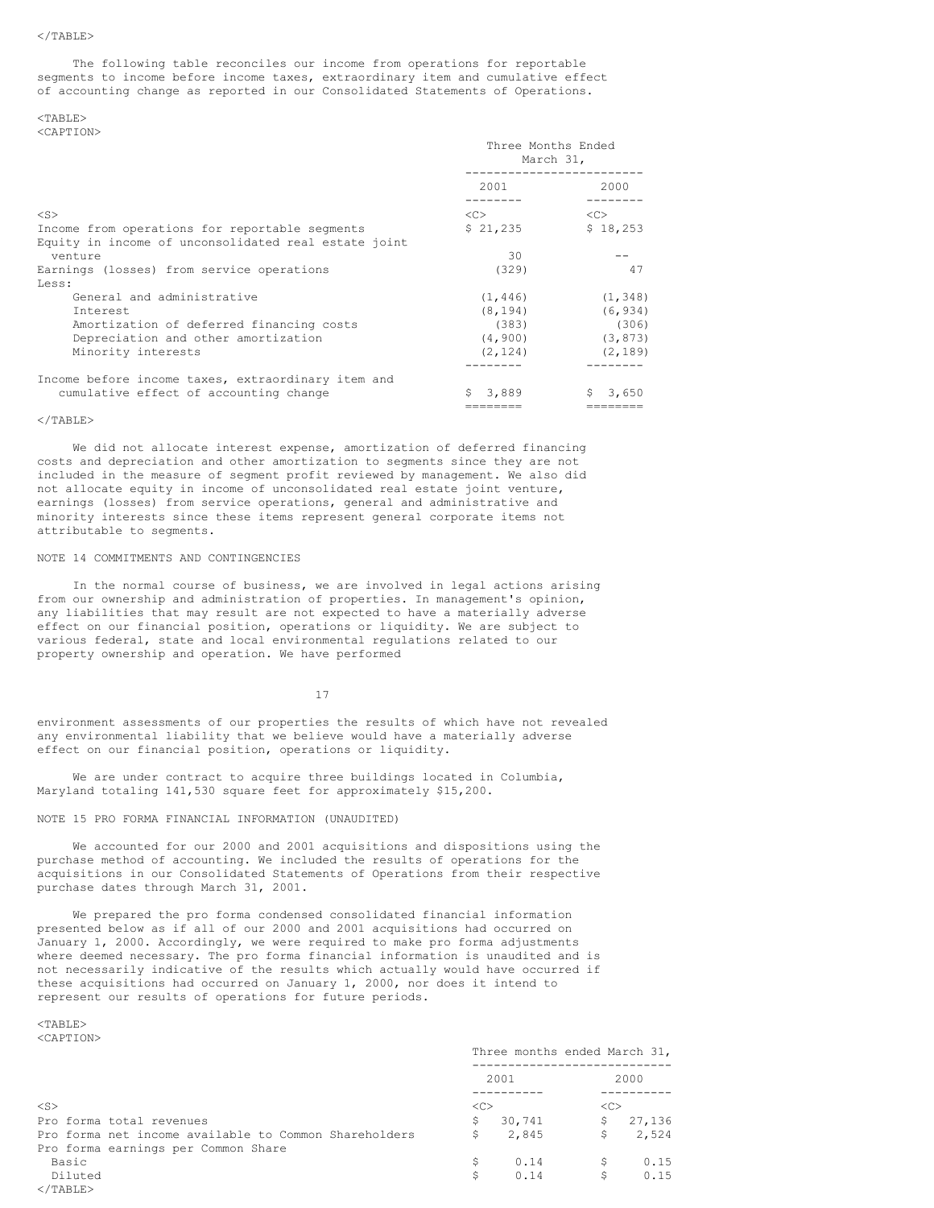The following table reconciles our income from operations for reportable segments to income before income taxes, extraordinary item and cumulative effect of accounting change as reported in our Consolidated Statements of Operations.

| | Three Months Ended March 31, | |
|---|---|---|
| | 2001 | 2000 |
| Income from operations for reportable segments | $ 21,235 | $ 18,253 |
| Equity in income of unconsolidated real estate joint venture | 30 | -- |
| Earnings (losses) from service operations | (329) | 47 |
| Less: | | |
| General and administrative | (1,446) | (1,348) |
| Interest | (8,194) | (6,934) |
| Amortization of deferred financing costs | (383) | (306) |
| Depreciation and other amortization | (4,900) | (3,873) |
| Minority interests | (2,124) | (2,189) |
| Income before income taxes, extraordinary item and cumulative effect of accounting change | $ 3,889 | $ 3,650 |

We did not allocate interest expense, amortization of deferred financing costs and depreciation and other amortization to segments since they are not included in the measure of segment profit reviewed by management. We also did not allocate equity in income of unconsolidated real estate joint venture, earnings (losses) from service operations, general and administrative and minority interests since these items represent general corporate items not attributable to segments.

NOTE 14 COMMITMENTS AND CONTINGENCIES

In the normal course of business, we are involved in legal actions arising from our ownership and administration of properties. In management's opinion, any liabilities that may result are not expected to have a materially adverse effect on our financial position, operations or liquidity. We are subject to various federal, state and local environmental regulations related to our property ownership and operation. We have performed environment assessments of our properties the results of which have not revealed any environmental liability that we believe would have a materially adverse effect on our financial position, operations or liquidity.

We are under contract to acquire three buildings located in Columbia, Maryland totaling 141,530 square feet for approximately $15,200.

NOTE 15 PRO FORMA FINANCIAL INFORMATION (UNAUDITED)

We accounted for our 2000 and 2001 acquisitions and dispositions using the purchase method of accounting. We included the results of operations for the acquisitions in our Consolidated Statements of Operations from their respective purchase dates through March 31, 2001.

We prepared the pro forma condensed consolidated financial information presented below as if all of our 2000 and 2001 acquisitions had occurred on January 1, 2000. Accordingly, we were required to make pro forma adjustments where deemed necessary. The pro forma financial information is unaudited and is not necessarily indicative of the results which actually would have occurred if these acquisitions had occurred on January 1, 2000, nor does it intend to represent our results of operations for future periods.

| | Three months ended March 31, | |
|---|---|---|
| | 2001 | 2000 |
| Pro forma total revenues | $ 30,741 | $ 27,136 |
| Pro forma net income available to Common Shareholders | $ 2,845 | $ 2,524 |
| Pro forma earnings per Common Share | | |
| Basic | $ 0.14 | $ 0.15 |
| Diluted | $ 0.14 | $ 0.15 |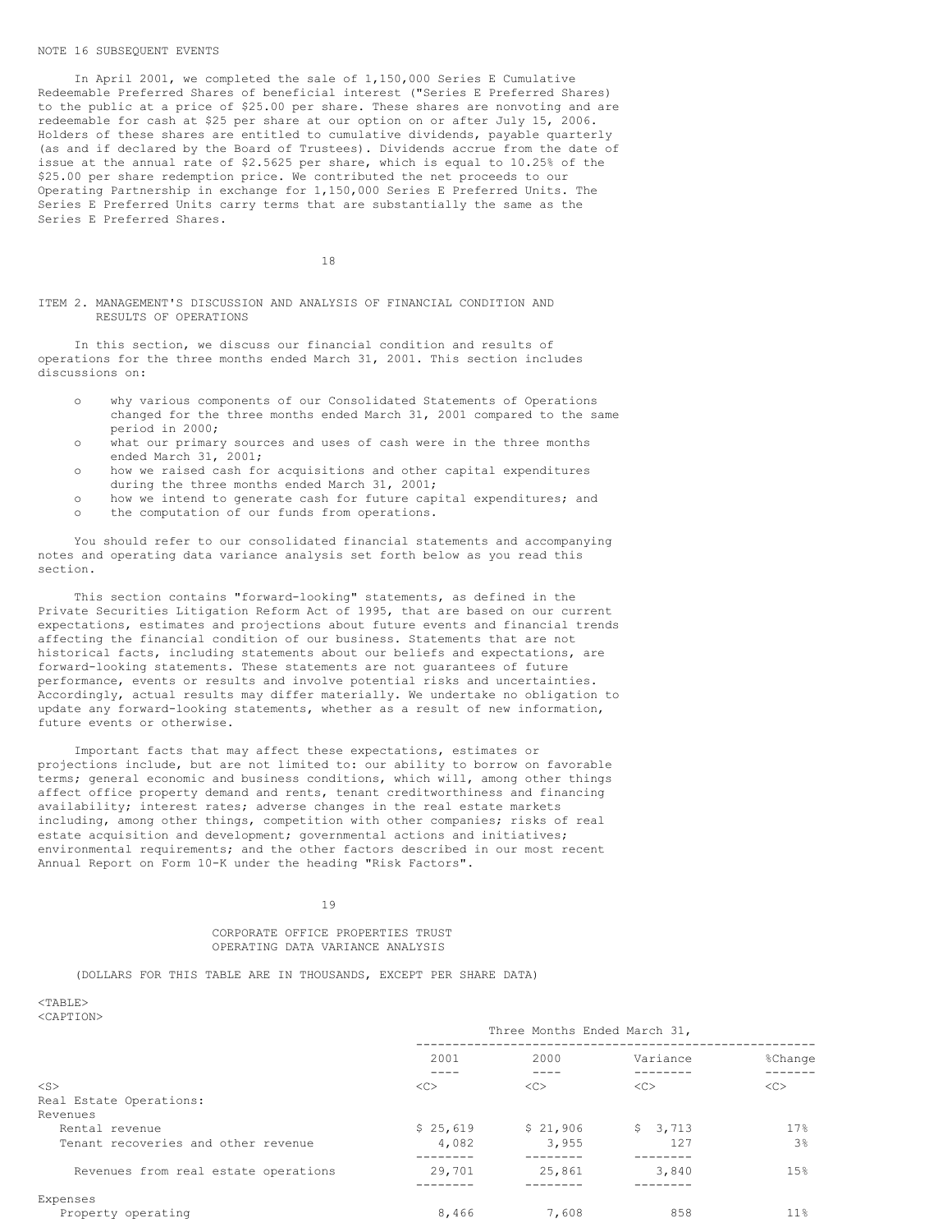NOTE 16 SUBSEQUENT EVENTS

In April 2001, we completed the sale of 1,150,000 Series E Cumulative Redeemable Preferred Shares of beneficial interest ("Series E Preferred Shares) to the public at a price of $25.00 per share. These shares are nonvoting and are redeemable for cash at $25 per share at our option on or after July 15, 2006. Holders of these shares are entitled to cumulative dividends, payable quarterly (as and if declared by the Board of Trustees). Dividends accrue from the date of issue at the annual rate of $2.5625 per share, which is equal to 10.25% of the $25.00 per share redemption price. We contributed the net proceeds to our Operating Partnership in exchange for 1,150,000 Series E Preferred Units. The Series E Preferred Units carry terms that are substantially the same as the Series E Preferred Shares.

## ITEM 2. MANAGEMENT'S DISCUSSION AND ANALYSIS OF FINANCIAL CONDITION AND RESULTS OF OPERATIONS

In this section, we discuss our financial condition and results of operations for the three months ended March 31, 2001. This section includes discussions on:

- why various components of our Consolidated Statements of Operations changed for the three months ended March 31, 2001 compared to the same period in 2000;
- what our primary sources and uses of cash were in the three months ended March 31, 2001;
- how we raised cash for acquisitions and other capital expenditures during the three months ended March 31, 2001;
- how we intend to generate cash for future capital expenditures; and
- the computation of our funds from operations.

You should refer to our consolidated financial statements and accompanying notes and operating data variance analysis set forth below as you read this section.

This section contains "forward-looking" statements, as defined in the Private Securities Litigation Reform Act of 1995, that are based on our current expectations, estimates and projections about future events and financial trends affecting the financial condition of our business. Statements that are not historical facts, including statements about our beliefs and expectations, are forward-looking statements. These statements are not guarantees of future performance, events or results and involve potential risks and uncertainties. Accordingly, actual results may differ materially. We undertake no obligation to update any forward-looking statements, whether as a result of new information, future events or otherwise.

Important facts that may affect these expectations, estimates or projections include, but are not limited to: our ability to borrow on favorable terms; general economic and business conditions, which will, among other things affect office property demand and rents, tenant creditworthiness and financing availability; interest rates; adverse changes in the real estate markets including, among other things, competition with other companies; risks of real estate acquisition and development; governmental actions and initiatives; environmental requirements; and the other factors described in our most recent Annual Report on Form 10-K under the heading "Risk Factors".

CORPORATE OFFICE PROPERTIES TRUST
OPERATING DATA VARIANCE ANALYSIS

(DOLLARS FOR THIS TABLE ARE IN THOUSANDS, EXCEPT PER SHARE DATA)

| | Three Months Ended March 31, | | | |
|---|---|---|---|---|
| | 2001 | 2000 | Variance | %Change |
| Real Estate Operations: | | | | |
| Revenues | | | | |
| Rental revenue | $ 25,619 | $ 21,906 | $ 3,713 | 17% |
| Tenant recoveries and other revenue | 4,082 | 3,955 | 127 | 3% |
| Revenues from real estate operations | 29,701 | 25,861 | 3,840 | 15% |
| Expenses | | | | |
| Property operating | 8,466 | 7,608 | 858 | 11% |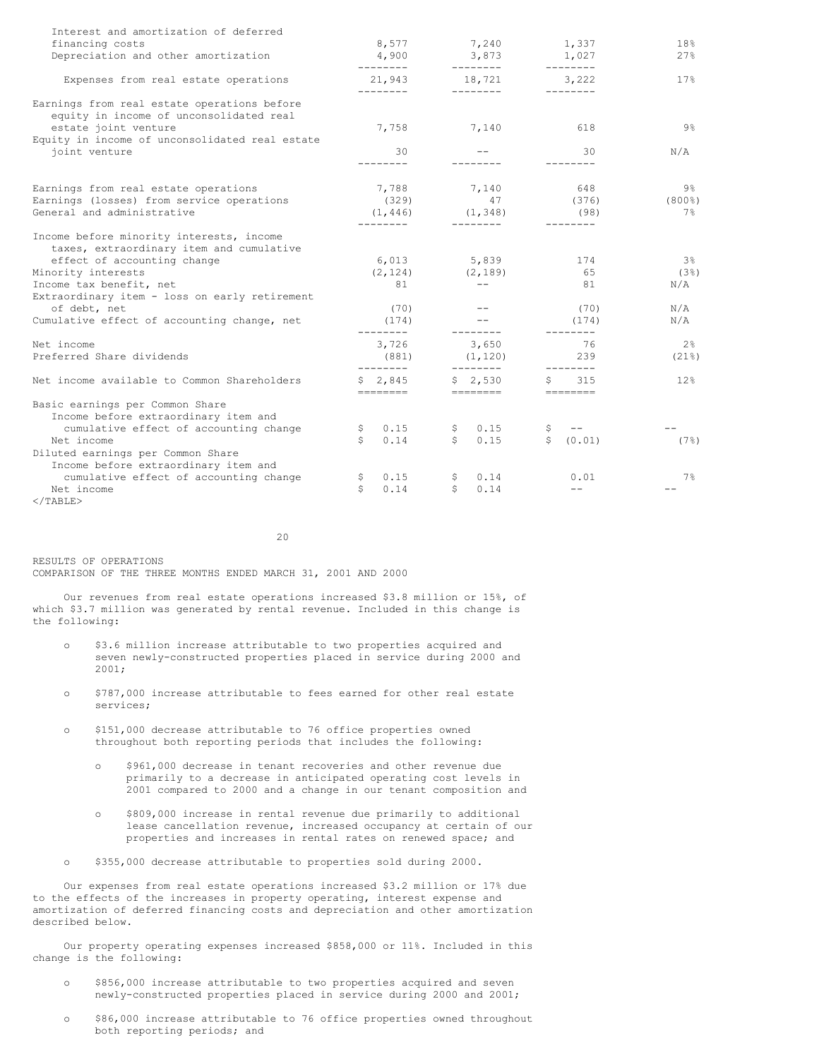| | | | | |
|---|---|---|---|---|
| Interest and amortization of deferred financing costs | 8,577 | 7,240 | 1,337 | 18% |
| Depreciation and other amortization | 4,900 | 3,873 | 1,027 | 27% |
| Expenses from real estate operations | 21,943 | 18,721 | 3,222 | 17% |
| Earnings from real estate operations before equity in income of unconsolidated real estate joint venture | 7,758 | 7,140 | 618 | 9% |
| Equity in income of unconsolidated real estate joint venture | 30 | -- | 30 | N/A |
| Earnings from real estate operations | 7,788 | 7,140 | 648 | 9% |
| Earnings (losses) from service operations | (329) | 47 | (376) | (800%) |
| General and administrative | (1,446) | (1,348) | (98) | 7% |
| Income before minority interests, income taxes, extraordinary item and cumulative effect of accounting change | 6,013 | 5,839 | 174 | 3% |
| Minority interests | (2,124) | (2,189) | 65 | (3%) |
| Income tax benefit, net | 81 | -- | 81 | N/A |
| Extraordinary item - loss on early retirement of debt, net | (70) | -- | (70) | N/A |
| Cumulative effect of accounting change, net | (174) | -- | (174) | N/A |
| Net income | 3,726 | 3,650 | 76 | 2% |
| Preferred Share dividends | (881) | (1,120) | 239 | (21%) |
| Net income available to Common Shareholders | $ 2,845 | $ 2,530 | $ 315 | 12% |
| Basic earnings per Common Share | | | | |
| Income before extraordinary item and cumulative effect of accounting change | $ 0.15 | $ 0.15 | $ -- | -- |
| Net income | $ 0.14 | $ 0.15 | $ (0.01) | (7%) |
| Diluted earnings per Common Share | | | | |
| Income before extraordinary item and cumulative effect of accounting change | $ 0.15 | $ 0.14 | 0.01 | 7% |
| Net income | $ 0.14 | $ 0.14 | -- | -- |

RESULTS OF OPERATIONS
COMPARISON OF THE THREE MONTHS ENDED MARCH 31, 2001 AND 2000

Our revenues from real estate operations increased $3.8 million or 15%, of which $3.7 million was generated by rental revenue. Included in this change is the following:

- $3.6 million increase attributable to two properties acquired and seven newly-constructed properties placed in service during 2000 and 2001;
- $787,000 increase attributable to fees earned for other real estate services;
- $151,000 decrease attributable to 76 office properties owned throughout both reporting periods that includes the following:
  - $961,000 decrease in tenant recoveries and other revenue due primarily to a decrease in anticipated operating cost levels in 2001 compared to 2000 and a change in our tenant composition and
  - $809,000 increase in rental revenue due primarily to additional lease cancellation revenue, increased occupancy at certain of our properties and increases in rental rates on renewed space; and
- $355,000 decrease attributable to properties sold during 2000.

Our expenses from real estate operations increased $3.2 million or 17% due to the effects of the increases in property operating, interest expense and amortization of deferred financing costs and depreciation and other amortization described below.

Our property operating expenses increased $858,000 or 11%. Included in this change is the following:

- $856,000 increase attributable to two properties acquired and seven newly-constructed properties placed in service during 2000 and 2001;
- $86,000 increase attributable to 76 office properties owned throughout both reporting periods; and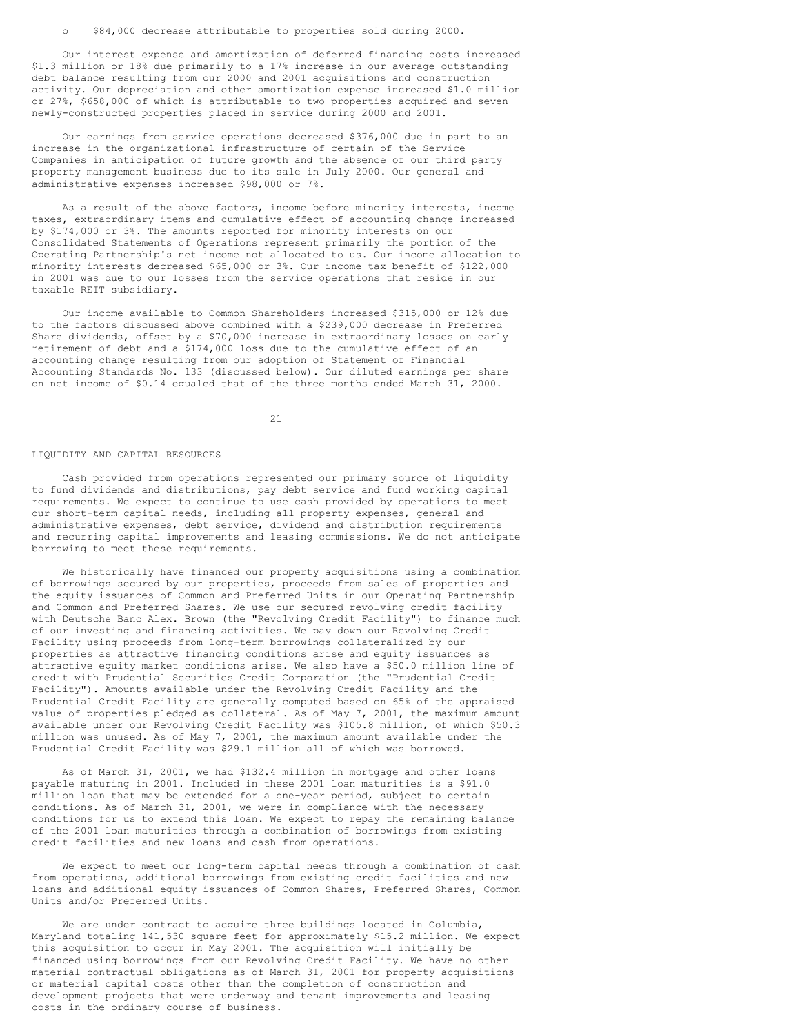- $84,000 decrease attributable to properties sold during 2000.

Our interest expense and amortization of deferred financing costs increased $1.3 million or 18% due primarily to a 17% increase in our average outstanding debt balance resulting from our 2000 and 2001 acquisitions and construction activity. Our depreciation and other amortization expense increased $1.0 million or 27%, $658,000 of which is attributable to two properties acquired and seven newly-constructed properties placed in service during 2000 and 2001.

Our earnings from service operations decreased $376,000 due in part to an increase in the organizational infrastructure of certain of the Service Companies in anticipation of future growth and the absence of our third party property management business due to its sale in July 2000. Our general and administrative expenses increased $98,000 or 7%.

As a result of the above factors, income before minority interests, income taxes, extraordinary items and cumulative effect of accounting change increased by $174,000 or 3%. The amounts reported for minority interests on our Consolidated Statements of Operations represent primarily the portion of the Operating Partnership's net income not allocated to us. Our income allocation to minority interests decreased $65,000 or 3%. Our income tax benefit of $122,000 in 2001 was due to our losses from the service operations that reside in our taxable REIT subsidiary.

Our income available to Common Shareholders increased $315,000 or 12% due to the factors discussed above combined with a $239,000 decrease in Preferred Share dividends, offset by a $70,000 increase in extraordinary losses on early retirement of debt and a $174,000 loss due to the cumulative effect of an accounting change resulting from our adoption of Statement of Financial Accounting Standards No. 133 (discussed below). Our diluted earnings per share on net income of $0.14 equaled that of the three months ended March 31, 2000.

## LIQUIDITY AND CAPITAL RESOURCES

Cash provided from operations represented our primary source of liquidity to fund dividends and distributions, pay debt service and fund working capital requirements. We expect to continue to use cash provided by operations to meet our short-term capital needs, including all property expenses, general and administrative expenses, debt service, dividend and distribution requirements and recurring capital improvements and leasing commissions. We do not anticipate borrowing to meet these requirements.

We historically have financed our property acquisitions using a combination of borrowings secured by our properties, proceeds from sales of properties and the equity issuances of Common and Preferred Units in our Operating Partnership and Common and Preferred Shares. We use our secured revolving credit facility with Deutsche Banc Alex. Brown (the "Revolving Credit Facility") to finance much of our investing and financing activities. We pay down our Revolving Credit Facility using proceeds from long-term borrowings collateralized by our properties as attractive financing conditions arise and equity issuances as attractive equity market conditions arise. We also have a $50.0 million line of credit with Prudential Securities Credit Corporation (the "Prudential Credit Facility"). Amounts available under the Revolving Credit Facility and the Prudential Credit Facility are generally computed based on 65% of the appraised value of properties pledged as collateral. As of May 7, 2001, the maximum amount available under our Revolving Credit Facility was $105.8 million, of which $50.3 million was unused. As of May 7, 2001, the maximum amount available under the Prudential Credit Facility was $29.1 million all of which was borrowed.

As of March 31, 2001, we had $132.4 million in mortgage and other loans payable maturing in 2001. Included in these 2001 loan maturities is a $91.0 million loan that may be extended for a one-year period, subject to certain conditions. As of March 31, 2001, we were in compliance with the necessary conditions for us to extend this loan. We expect to repay the remaining balance of the 2001 loan maturities through a combination of borrowings from existing credit facilities and new loans and cash from operations.

We expect to meet our long-term capital needs through a combination of cash from operations, additional borrowings from existing credit facilities and new loans and additional equity issuances of Common Shares, Preferred Shares, Common Units and/or Preferred Units.

We are under contract to acquire three buildings located in Columbia, Maryland totaling 141,530 square feet for approximately $15.2 million. We expect this acquisition to occur in May 2001. The acquisition will initially be financed using borrowings from our Revolving Credit Facility. We have no other material contractual obligations as of March 31, 2001 for property acquisitions or material capital costs other than the completion of construction and development projects that were underway and tenant improvements and leasing costs in the ordinary course of business.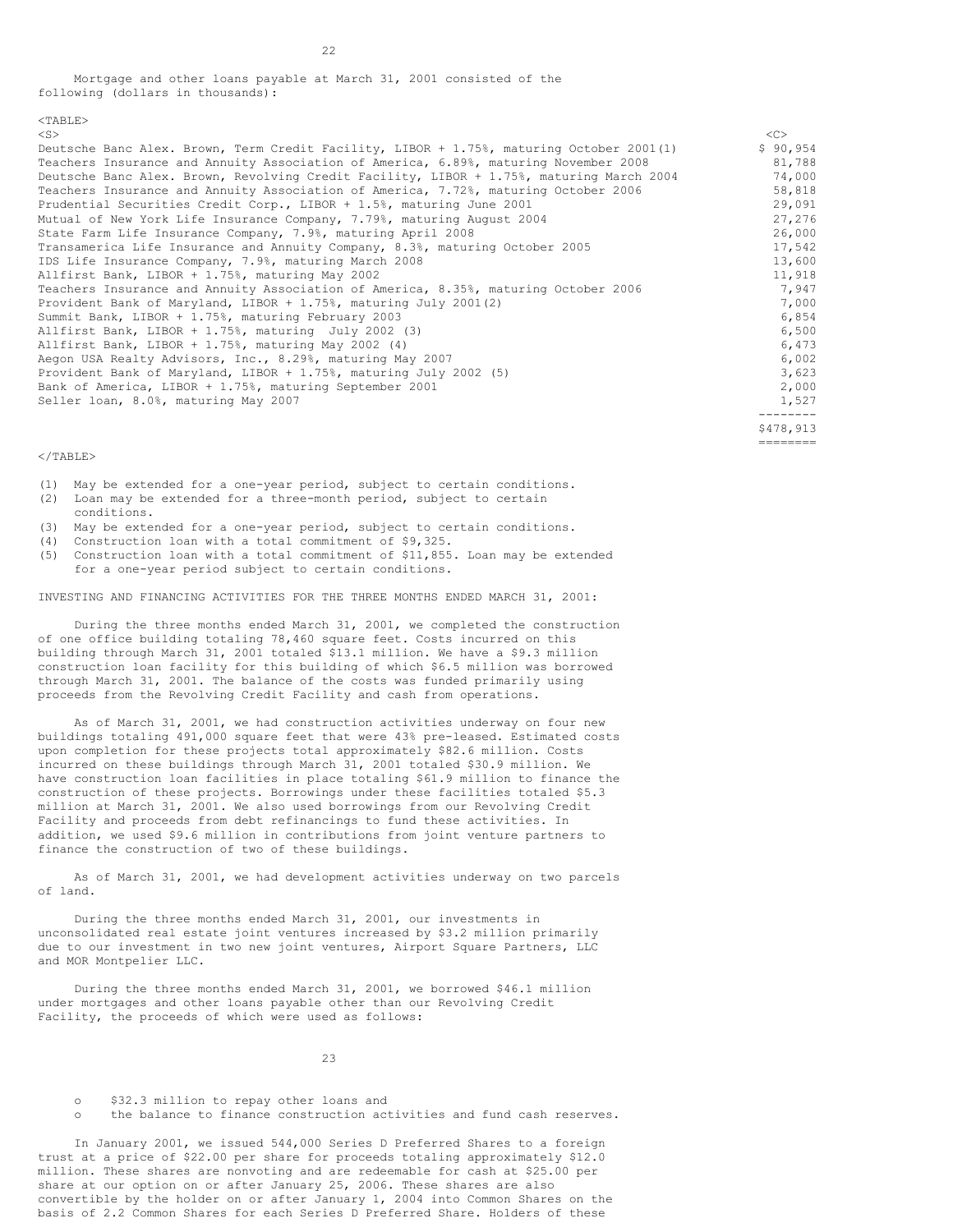Mortgage and other loans payable at March 31, 2001 consisted of the following (dollars in thousands):

| | |
|---|---|
| Deutsche Banc Alex. Brown, Term Credit Facility, LIBOR + 1.75%, maturing October 2001(1) | $ 90,954 |
| Teachers Insurance and Annuity Association of America, 6.89%, maturing November 2008 | 81,788 |
| Deutsche Banc Alex. Brown, Revolving Credit Facility, LIBOR + 1.75%, maturing March 2004 | 74,000 |
| Teachers Insurance and Annuity Association of America, 7.72%, maturing October 2006 | 58,818 |
| Prudential Securities Credit Corp., LIBOR + 1.5%, maturing June 2001 | 29,091 |
| Mutual of New York Life Insurance Company, 7.79%, maturing August 2004 | 27,276 |
| State Farm Life Insurance Company, 7.9%, maturing April 2008 | 26,000 |
| Transamerica Life Insurance and Annuity Company, 8.3%, maturing October 2005 | 17,542 |
| IDS Life Insurance Company, 7.9%, maturing March 2008 | 13,600 |
| Allfirst Bank, LIBOR + 1.75%, maturing May 2002 | 11,918 |
| Teachers Insurance and Annuity Association of America, 8.35%, maturing October 2006 | 7,947 |
| Provident Bank of Maryland, LIBOR + 1.75%, maturing July 2001(2) | 7,000 |
| Summit Bank, LIBOR + 1.75%, maturing February 2003 | 6,854 |
| Allfirst Bank, LIBOR + 1.75%, maturing July 2002 (3) | 6,500 |
| Allfirst Bank, LIBOR + 1.75%, maturing May 2002 (4) | 6,473 |
| Aegon USA Realty Advisors, Inc., 8.29%, maturing May 2007 | 6,002 |
| Provident Bank of Maryland, LIBOR + 1.75%, maturing July 2002 (5) | 3,623 |
| Bank of America, LIBOR + 1.75%, maturing September 2001 | 2,000 |
| Seller loan, 8.0%, maturing May 2007 | 1,527 |
| | $478,913 |

(1) May be extended for a one-year period, subject to certain conditions.
(2) Loan may be extended for a three-month period, subject to certain conditions.
(3) May be extended for a one-year period, subject to certain conditions.
(4) Construction loan with a total commitment of $9,325.
(5) Construction loan with a total commitment of $11,855. Loan may be extended for a one-year period subject to certain conditions.

INVESTING AND FINANCING ACTIVITIES FOR THE THREE MONTHS ENDED MARCH 31, 2001:

During the three months ended March 31, 2001, we completed the construction of one office building totaling 78,460 square feet. Costs incurred on this building through March 31, 2001 totaled $13.1 million. We have a $9.3 million construction loan facility for this building of which $6.5 million was borrowed through March 31, 2001. The balance of the costs was funded primarily using proceeds from the Revolving Credit Facility and cash from operations.

As of March 31, 2001, we had construction activities underway on four new buildings totaling 491,000 square feet that were 43% pre-leased. Estimated costs upon completion for these projects total approximately $82.6 million. Costs incurred on these buildings through March 31, 2001 totaled $30.9 million. We have construction loan facilities in place totaling $61.9 million to finance the construction of these projects. Borrowings under these facilities totaled $5.3 million at March 31, 2001. We also used borrowings from our Revolving Credit Facility and proceeds from debt refinancings to fund these activities. In addition, we used $9.6 million in contributions from joint venture partners to finance the construction of two of these buildings.

As of March 31, 2001, we had development activities underway on two parcels of land.

During the three months ended March 31, 2001, our investments in unconsolidated real estate joint ventures increased by $3.2 million primarily due to our investment in two new joint ventures, Airport Square Partners, LLC and MOR Montpelier LLC.

During the three months ended March 31, 2001, we borrowed $46.1 million under mortgages and other loans payable other than our Revolving Credit Facility, the proceeds of which were used as follows:

- $32.3 million to repay other loans and
- the balance to finance construction activities and fund cash reserves.

In January 2001, we issued 544,000 Series D Preferred Shares to a foreign trust at a price of $22.00 per share for proceeds totaling approximately $12.0 million. These shares are nonvoting and are redeemable for cash at $25.00 per share at our option on or after January 25, 2006. These shares are also convertible by the holder on or after January 1, 2004 into Common Shares on the basis of 2.2 Common Shares for each Series D Preferred Share. Holders of these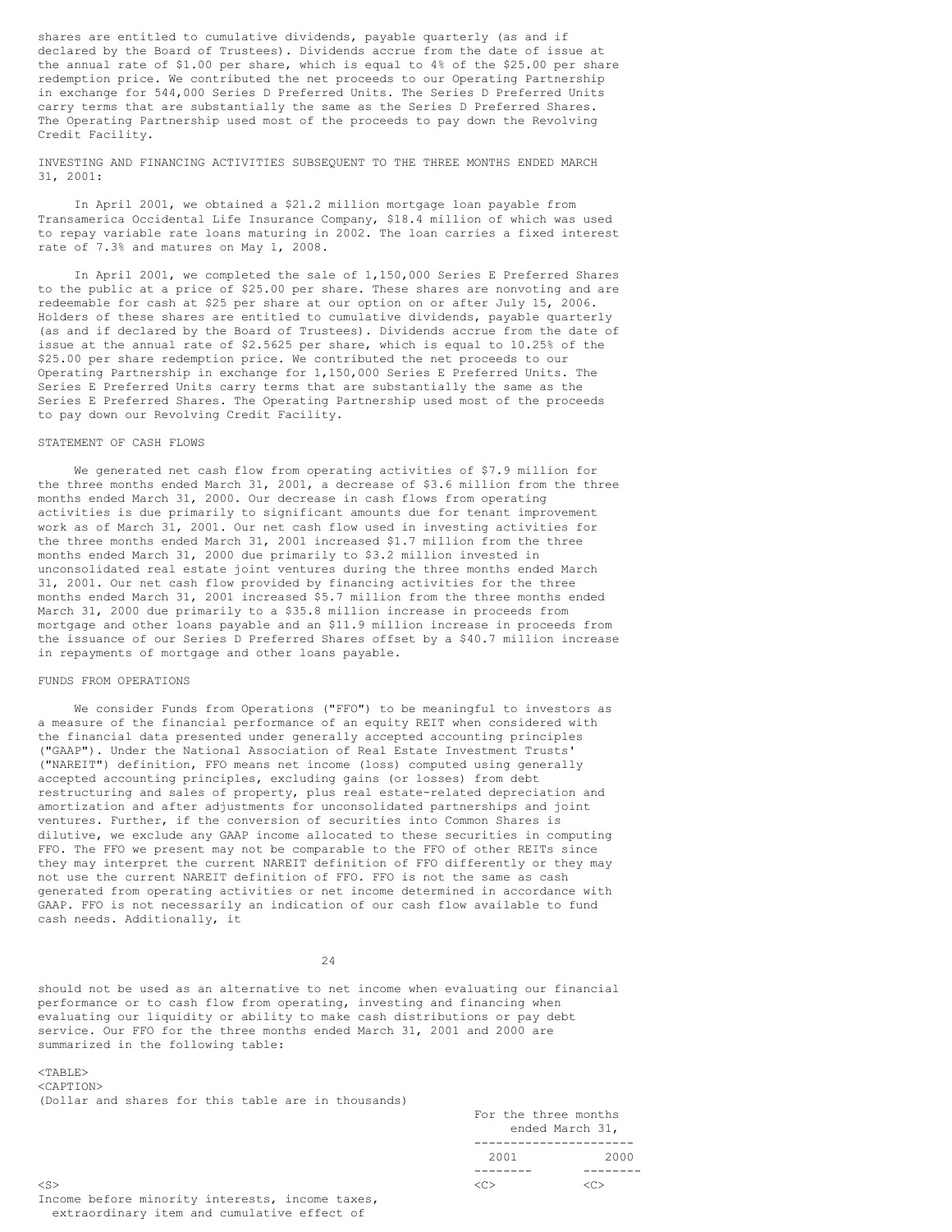shares are entitled to cumulative dividends, payable quarterly (as and if declared by the Board of Trustees). Dividends accrue from the date of issue at the annual rate of $1.00 per share, which is equal to 4% of the $25.00 per share redemption price. We contributed the net proceeds to our Operating Partnership in exchange for 544,000 Series D Preferred Units. The Series D Preferred Units carry terms that are substantially the same as the Series D Preferred Shares. The Operating Partnership used most of the proceeds to pay down the Revolving Credit Facility.

INVESTING AND FINANCING ACTIVITIES SUBSEQUENT TO THE THREE MONTHS ENDED MARCH 31, 2001:

In April 2001, we obtained a $21.2 million mortgage loan payable from Transamerica Occidental Life Insurance Company, $18.4 million of which was used to repay variable rate loans maturing in 2002. The loan carries a fixed interest rate of 7.3% and matures on May 1, 2008.

In April 2001, we completed the sale of 1,150,000 Series E Preferred Shares to the public at a price of $25.00 per share. These shares are nonvoting and are redeemable for cash at $25 per share at our option on or after July 15, 2006. Holders of these shares are entitled to cumulative dividends, payable quarterly (as and if declared by the Board of Trustees). Dividends accrue from the date of issue at the annual rate of $2.5625 per share, which is equal to 10.25% of the $25.00 per share redemption price. We contributed the net proceeds to our Operating Partnership in exchange for 1,150,000 Series E Preferred Units. The Series E Preferred Units carry terms that are substantially the same as the Series E Preferred Shares. The Operating Partnership used most of the proceeds to pay down our Revolving Credit Facility.

STATEMENT OF CASH FLOWS

We generated net cash flow from operating activities of $7.9 million for the three months ended March 31, 2001, a decrease of $3.6 million from the three months ended March 31, 2000. Our decrease in cash flows from operating activities is due primarily to significant amounts due for tenant improvement work as of March 31, 2001. Our net cash flow used in investing activities for the three months ended March 31, 2001 increased $1.7 million from the three months ended March 31, 2000 due primarily to $3.2 million invested in unconsolidated real estate joint ventures during the three months ended March 31, 2001. Our net cash flow provided by financing activities for the three months ended March 31, 2001 increased $5.7 million from the three months ended March 31, 2000 due primarily to a $35.8 million increase in proceeds from mortgage and other loans payable and an $11.9 million increase in proceeds from the issuance of our Series D Preferred Shares offset by a $40.7 million increase in repayments of mortgage and other loans payable.

FUNDS FROM OPERATIONS

We consider Funds from Operations ("FFO") to be meaningful to investors as a measure of the financial performance of an equity REIT when considered with the financial data presented under generally accepted accounting principles ("GAAP"). Under the National Association of Real Estate Investment Trusts' ("NAREIT") definition, FFO means net income (loss) computed using generally accepted accounting principles, excluding gains (or losses) from debt restructuring and sales of property, plus real estate-related depreciation and amortization and after adjustments for unconsolidated partnerships and joint ventures. Further, if the conversion of securities into Common Shares is dilutive, we exclude any GAAP income allocated to these securities in computing FFO. The FFO we present may not be comparable to the FFO of other REITs since they may interpret the current NAREIT definition of FFO differently or they may not use the current NAREIT definition of FFO. FFO is not the same as cash generated from operating activities or net income determined in accordance with GAAP. FFO is not necessarily an indication of our cash flow available to fund cash needs. Additionally, it should not be used as an alternative to net income when evaluating our financial performance or to cash flow from operating, investing and financing when evaluating our liquidity or ability to make cash distributions or pay debt service. Our FFO for the three months ended March 31, 2001 and 2000 are summarized in the following table:

(Dollar and shares for this table are in thousands)

| | For the three months ended March 31, | |
|---|---|---|
| | 2001 | 2000 |
| Income before minority interests, income taxes, extraordinary item and cumulative effect of | | |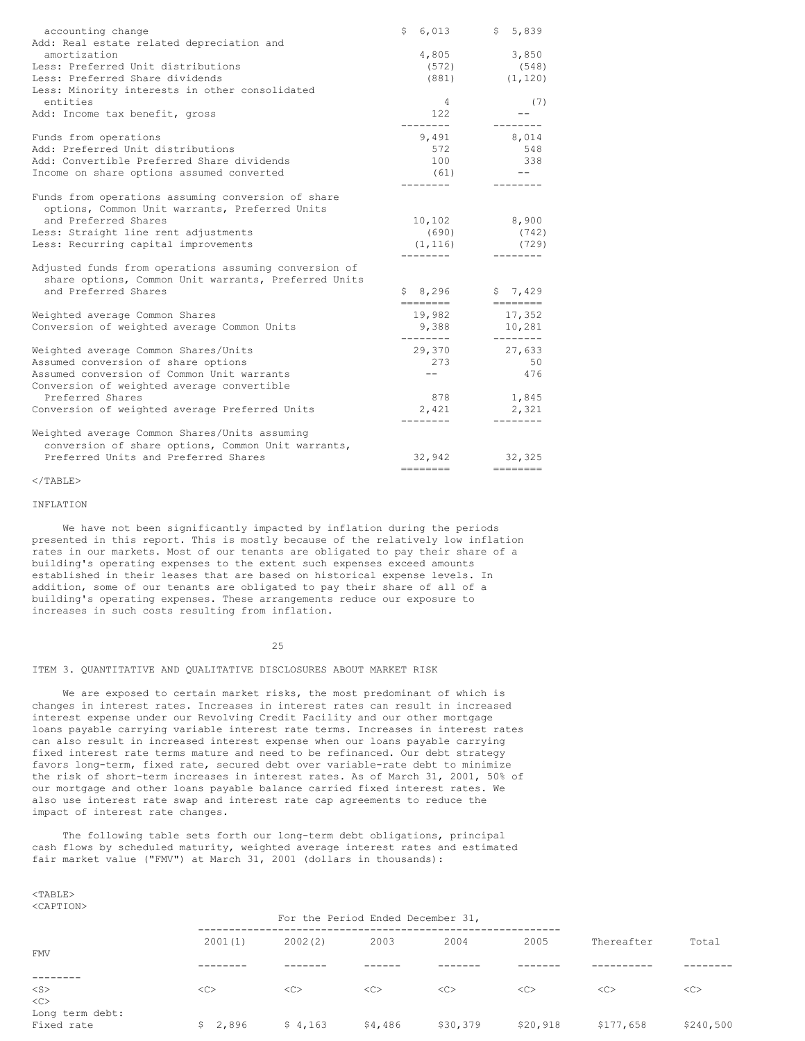| | | |
|---|---|---|
| accounting change | $ 6,013 | $ 5,839 |
| Add: Real estate related depreciation and amortization | 4,805 | 3,850 |
| Less: Preferred Unit distributions | (572) | (548) |
| Less: Preferred Share dividends | (881) | (1,120) |
| Less: Minority interests in other consolidated entities | 4 | (7) |
| Add: Income tax benefit, gross | 122 | -- |
| Funds from operations | 9,491 | 8,014 |
| Add: Preferred Unit distributions | 572 | 548 |
| Add: Convertible Preferred Share dividends | 100 | 338 |
| Income on share options assumed converted | (61) | -- |
| Funds from operations assuming conversion of share options, Common Unit warrants, Preferred Units and Preferred Shares | 10,102 | 8,900 |
| Less: Straight line rent adjustments | (690) | (742) |
| Less: Recurring capital improvements | (1,116) | (729) |
| Adjusted funds from operations assuming conversion of share options, Common Unit warrants, Preferred Units and Preferred Shares | $ 8,296 | $ 7,429 |
| Weighted average Common Shares | 19,982 | 17,352 |
| Conversion of weighted average Common Units | 9,388 | 10,281 |
| Weighted average Common Shares/Units | 29,370 | 27,633 |
| Assumed conversion of share options | 273 | 50 |
| Assumed conversion of Common Unit warrants | -- | 476 |
| Conversion of weighted average convertible Preferred Shares | 878 | 1,845 |
| Conversion of weighted average Preferred Units | 2,421 | 2,321 |
| Weighted average Common Shares/Units assuming conversion of share options, Common Unit warrants, Preferred Units and Preferred Shares | 32,942 | 32,325 |

INFLATION

We have not been significantly impacted by inflation during the periods presented in this report. This is mostly because of the relatively low inflation rates in our markets. Most of our tenants are obligated to pay their share of a building's operating expenses to the extent such expenses exceed amounts established in their leases that are based on historical expense levels. In addition, some of our tenants are obligated to pay their share of all of a building's operating expenses. These arrangements reduce our exposure to increases in such costs resulting from inflation.

ITEM 3. QUANTITATIVE AND QUALITATIVE DISCLOSURES ABOUT MARKET RISK

We are exposed to certain market risks, the most predominant of which is changes in interest rates. Increases in interest rates can result in increased interest expense under our Revolving Credit Facility and our other mortgage loans payable carrying variable interest rate terms. Increases in interest rates can also result in increased interest expense when our loans payable carrying fixed interest rate terms mature and need to be refinanced. Our debt strategy favors long-term, fixed rate, secured debt over variable-rate debt to minimize the risk of short-term increases in interest rates. As of March 31, 2001, 50% of our mortgage and other loans payable balance carried fixed interest rates. We also use interest rate swap and interest rate cap agreements to reduce the impact of interest rate changes.

The following table sets forth our long-term debt obligations, principal cash flows by scheduled maturity, weighted average interest rates and estimated fair market value ("FMV") at March 31, 2001 (dollars in thousands):

| | For the Period Ended December 31, | | | | | | | |
|---|---|---|---|---|---|---|---|---|
| | 2001(1) | 2002(2) | 2003 | 2004 | 2005 | Thereafter | Total | FMV |
| Long term debt: | | | | | | | | |
| Fixed rate | $ 2,896 | $ 4,163 | $4,486 | $30,379 | $20,918 | $177,658 | $240,500 | |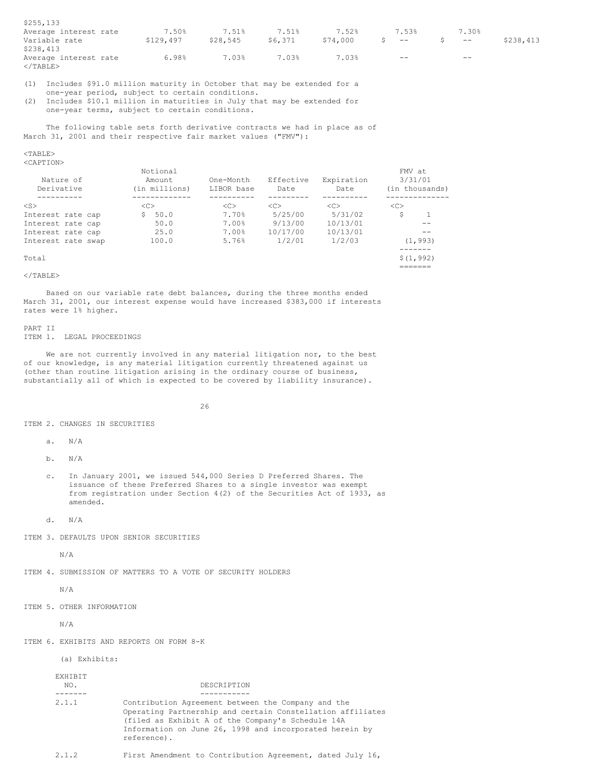| | | | | | | | |
|---|---|---|---|---|---|---|---|
| $255,133 | | | | | | | |
| Average interest rate | 7.50% | 7.51% | 7.51% | 7.52% | 7.53% | 7.30% | |
| Variable rate | $129,497 | $28,545 | $6,371 | $74,000 | $ -- | $ -- | $238,413 |
| $238,413 | | | | | | | |
| Average interest rate | 6.98% | 7.03% | 7.03% | 7.03% | -- | -- | |

(1) Includes $91.0 million maturity in October that may be extended for a one-year period, subject to certain conditions.
(2) Includes $10.1 million in maturities in July that may be extended for one-year terms, subject to certain conditions.

The following table sets forth derivative contracts we had in place as of March 31, 2001 and their respective fair market values ("FMV"):

| Nature of Derivative | Notional Amount (in millions) | One-Month LIBOR base | Effective Date | Expiration Date | FMV at 3/31/01 (in thousands) |
|---|---|---|---|---|---|
| Interest rate cap | $ 50.0 | 7.70% | 5/25/00 | 5/31/02 | $ 1 |
| Interest rate cap | 50.0 | 7.00% | 9/13/00 | 10/13/01 | -- |
| Interest rate cap | 25.0 | 7.00% | 10/17/00 | 10/13/01 | -- |
| Interest rate swap | 100.0 | 5.76% | 1/2/01 | 1/2/03 | (1,993) |
| Total | | | | | $(1,992) |

Based on our variable rate debt balances, during the three months ended March 31, 2001, our interest expense would have increased $383,000 if interests rates were 1% higher.

## PART II

### ITEM 1. LEGAL PROCEEDINGS

We are not currently involved in any material litigation nor, to the best of our knowledge, is any material litigation currently threatened against us (other than routine litigation arising in the ordinary course of business, substantially all of which is expected to be covered by liability insurance).

### ITEM 2. CHANGES IN SECURITIES

a. N/A

b. N/A

c. In January 2001, we issued 544,000 Series D Preferred Shares. The issuance of these Preferred Shares to a single investor was exempt from registration under Section 4(2) of the Securities Act of 1933, as amended.

d. N/A

### ITEM 3. DEFAULTS UPON SENIOR SECURITIES

N/A

### ITEM 4. SUBMISSION OF MATTERS TO A VOTE OF SECURITY HOLDERS

N/A

### ITEM 5. OTHER INFORMATION

N/A

### ITEM 6. EXHIBITS AND REPORTS ON FORM 8-K

(a) Exhibits:

| EXHIBIT NO. | DESCRIPTION |
|---|---|
| 2.1.1 | Contribution Agreement between the Company and the Operating Partnership and certain Constellation affiliates (filed as Exhibit A of the Company's Schedule 14A Information on June 26, 1998 and incorporated herein by reference). |
| 2.1.2 | First Amendment to Contribution Agreement, dated July 16, |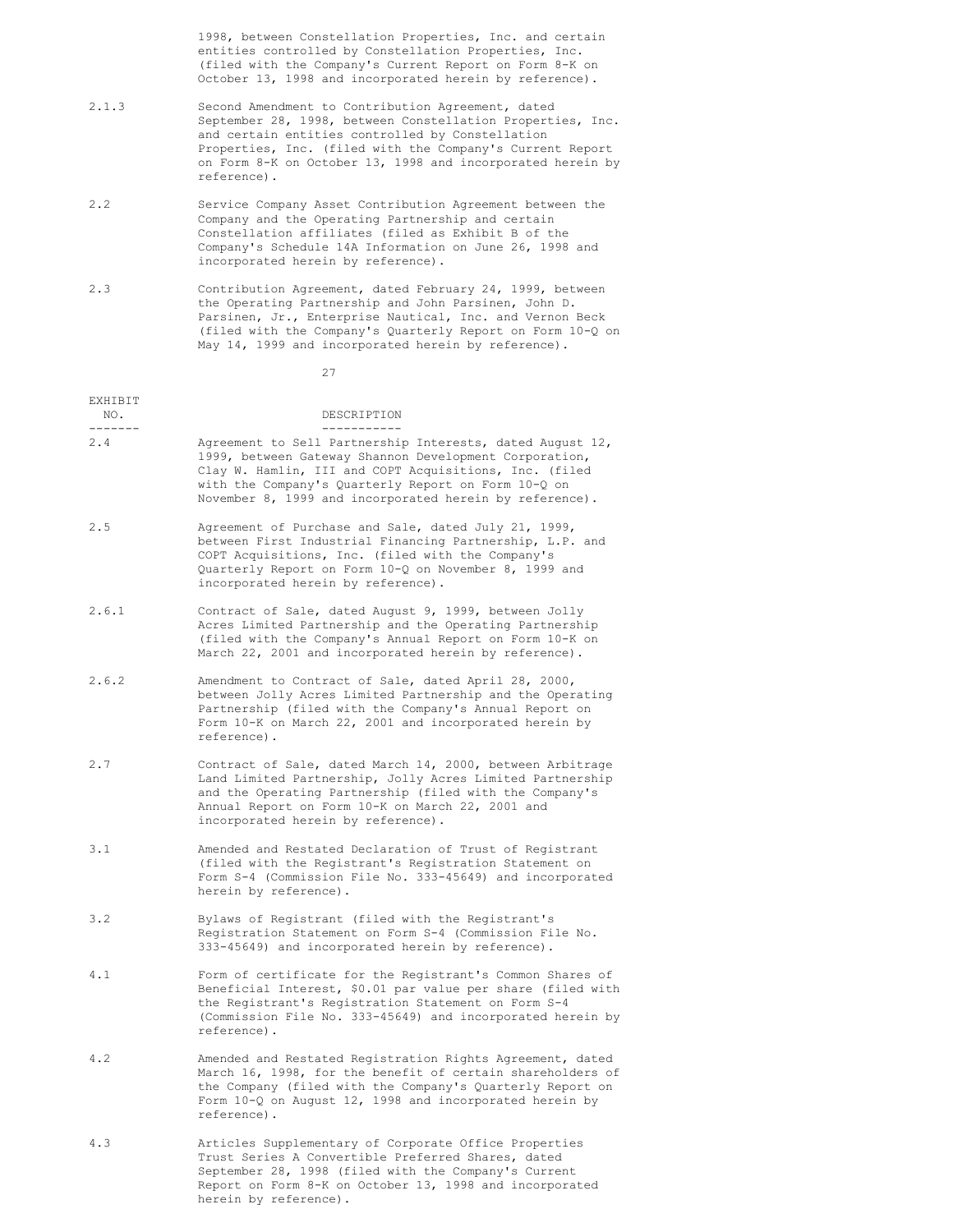| | |
|---|---|
| | 1998, between Constellation Properties, Inc. and certain entities controlled by Constellation Properties, Inc. (filed with the Company's Current Report on Form 8-K on October 13, 1998 and incorporated herein by reference). |
| 2.1.3 | Second Amendment to Contribution Agreement, dated September 28, 1998, between Constellation Properties, Inc. and certain entities controlled by Constellation Properties, Inc. (filed with the Company's Current Report on Form 8-K on October 13, 1998 and incorporated herein by reference). |
| 2.2 | Service Company Asset Contribution Agreement between the Company and the Operating Partnership and certain Constellation affiliates (filed as Exhibit B of the Company's Schedule 14A Information on June 26, 1998 and incorporated herein by reference). |
| 2.3 | Contribution Agreement, dated February 24, 1999, between the Operating Partnership and John Parsinen, John D. Parsinen, Jr., Enterprise Nautical, Inc. and Vernon Beck (filed with the Company's Quarterly Report on Form 10-Q on May 14, 1999 and incorporated herein by reference). |

| EXHIBIT NO. | DESCRIPTION |
|---|---|
| 2.4 | Agreement to Sell Partnership Interests, dated August 12, 1999, between Gateway Shannon Development Corporation, Clay W. Hamlin, III and COPT Acquisitions, Inc. (filed with the Company's Quarterly Report on Form 10-Q on November 8, 1999 and incorporated herein by reference). |
| 2.5 | Agreement of Purchase and Sale, dated July 21, 1999, between First Industrial Financing Partnership, L.P. and COPT Acquisitions, Inc. (filed with the Company's Quarterly Report on Form 10-Q on November 8, 1999 and incorporated herein by reference). |
| 2.6.1 | Contract of Sale, dated August 9, 1999, between Jolly Acres Limited Partnership and the Operating Partnership (filed with the Company's Annual Report on Form 10-K on March 22, 2001 and incorporated herein by reference). |
| 2.6.2 | Amendment to Contract of Sale, dated April 28, 2000, between Jolly Acres Limited Partnership and the Operating Partnership (filed with the Company's Annual Report on Form 10-K on March 22, 2001 and incorporated herein by reference). |
| 2.7 | Contract of Sale, dated March 14, 2000, between Arbitrage Land Limited Partnership, Jolly Acres Limited Partnership and the Operating Partnership (filed with the Company's Annual Report on Form 10-K on March 22, 2001 and incorporated herein by reference). |
| 3.1 | Amended and Restated Declaration of Trust of Registrant (filed with the Registrant's Registration Statement on Form S-4 (Commission File No. 333-45649) and incorporated herein by reference). |
| 3.2 | Bylaws of Registrant (filed with the Registrant's Registration Statement on Form S-4 (Commission File No. 333-45649) and incorporated herein by reference). |
| 4.1 | Form of certificate for the Registrant's Common Shares of Beneficial Interest, $0.01 par value per share (filed with the Registrant's Registration Statement on Form S-4 (Commission File No. 333-45649) and incorporated herein by reference). |
| 4.2 | Amended and Restated Registration Rights Agreement, dated March 16, 1998, for the benefit of certain shareholders of the Company (filed with the Company's Quarterly Report on Form 10-Q on August 12, 1998 and incorporated herein by reference). |
| 4.3 | Articles Supplementary of Corporate Office Properties Trust Series A Convertible Preferred Shares, dated September 28, 1998 (filed with the Company's Current Report on Form 8-K on October 13, 1998 and incorporated herein by reference). |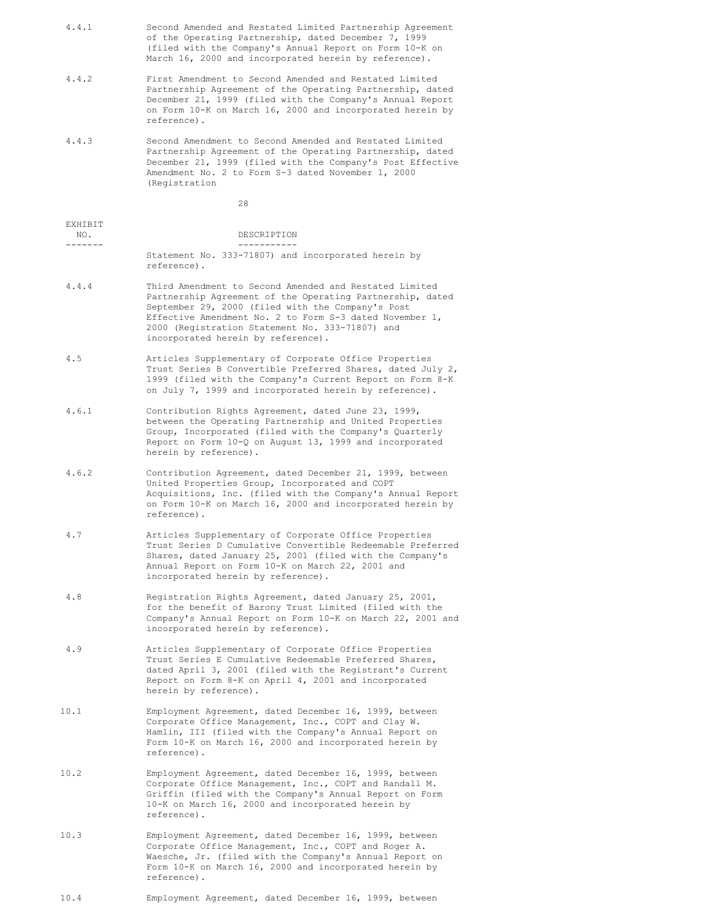| EXHIBIT NO. | DESCRIPTION |
|---|---|
| 4.4.1 | Second Amended and Restated Limited Partnership Agreement of the Operating Partnership, dated December 7, 1999 (filed with the Company's Annual Report on Form 10-K on March 16, 2000 and incorporated herein by reference). |
| 4.4.2 | First Amendment to Second Amended and Restated Limited Partnership Agreement of the Operating Partnership, dated December 21, 1999 (filed with the Company's Annual Report on Form 10-K on March 16, 2000 and incorporated herein by reference). |
| 4.4.3 | Second Amendment to Second Amended and Restated Limited Partnership Agreement of the Operating Partnership, dated December 21, 1999 (filed with the Company's Post Effective Amendment No. 2 to Form S-3 dated November 1, 2000 (Registration Statement No. 333-71807) and incorporated herein by reference). |
| 4.4.4 | Third Amendment to Second Amended and Restated Limited Partnership Agreement of the Operating Partnership, dated September 29, 2000 (filed with the Company's Post Effective Amendment No. 2 to Form S-3 dated November 1, 2000 (Registration Statement No. 333-71807) and incorporated herein by reference). |
| 4.5 | Articles Supplementary of Corporate Office Properties Trust Series B Convertible Preferred Shares, dated July 2, 1999 (filed with the Company's Current Report on Form 8-K on July 7, 1999 and incorporated herein by reference). |
| 4.6.1 | Contribution Rights Agreement, dated June 23, 1999, between the Operating Partnership and United Properties Group, Incorporated (filed with the Company's Quarterly Report on Form 10-Q on August 13, 1999 and incorporated herein by reference). |
| 4.6.2 | Contribution Agreement, dated December 21, 1999, between United Properties Group, Incorporated and COPT Acquisitions, Inc. (filed with the Company's Annual Report on Form 10-K on March 16, 2000 and incorporated herein by reference). |
| 4.7 | Articles Supplementary of Corporate Office Properties Trust Series D Cumulative Convertible Redeemable Preferred Shares, dated January 25, 2001 (filed with the Company's Annual Report on Form 10-K on March 22, 2001 and incorporated herein by reference). |
| 4.8 | Registration Rights Agreement, dated January 25, 2001, for the benefit of Barony Trust Limited (filed with the Company's Annual Report on Form 10-K on March 22, 2001 and incorporated herein by reference). |
| 4.9 | Articles Supplementary of Corporate Office Properties Trust Series E Cumulative Redeemable Preferred Shares, dated April 3, 2001 (filed with the Registrant's Current Report on Form 8-K on April 4, 2001 and incorporated herein by reference). |
| 10.1 | Employment Agreement, dated December 16, 1999, between Corporate Office Management, Inc., COPT and Clay W. Hamlin, III (filed with the Company's Annual Report on Form 10-K on March 16, 2000 and incorporated herein by reference). |
| 10.2 | Employment Agreement, dated December 16, 1999, between Corporate Office Management, Inc., COPT and Randall M. Griffin (filed with the Company's Annual Report on Form 10-K on March 16, 2000 and incorporated herein by reference). |
| 10.3 | Employment Agreement, dated December 16, 1999, between Corporate Office Management, Inc., COPT and Roger A. Waesche, Jr. (filed with the Company's Annual Report on Form 10-K on March 16, 2000 and incorporated herein by reference). |
| 10.4 | Employment Agreement, dated December 16, 1999, between |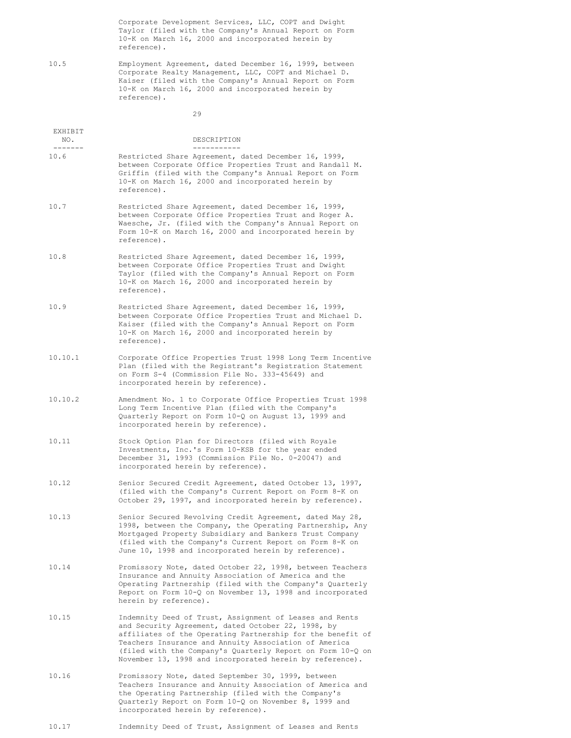| | |
|---|---|
| | Corporate Development Services, LLC, COPT and Dwight Taylor (filed with the Company's Annual Report on Form 10-K on March 16, 2000 and incorporated herein by reference). |
| 10.5 | Employment Agreement, dated December 16, 1999, between Corporate Realty Management, LLC, COPT and Michael D. Kaiser (filed with the Company's Annual Report on Form 10-K on March 16, 2000 and incorporated herein by reference). |

| EXHIBIT NO. | DESCRIPTION |
|---|---|
| 10.6 | Restricted Share Agreement, dated December 16, 1999, between Corporate Office Properties Trust and Randall M. Griffin (filed with the Company's Annual Report on Form 10-K on March 16, 2000 and incorporated herein by reference). |
| 10.7 | Restricted Share Agreement, dated December 16, 1999, between Corporate Office Properties Trust and Roger A. Waesche, Jr. (filed with the Company's Annual Report on Form 10-K on March 16, 2000 and incorporated herein by reference). |
| 10.8 | Restricted Share Agreement, dated December 16, 1999, between Corporate Office Properties Trust and Dwight Taylor (filed with the Company's Annual Report on Form 10-K on March 16, 2000 and incorporated herein by reference). |
| 10.9 | Restricted Share Agreement, dated December 16, 1999, between Corporate Office Properties Trust and Michael D. Kaiser (filed with the Company's Annual Report on Form 10-K on March 16, 2000 and incorporated herein by reference). |
| 10.10.1 | Corporate Office Properties Trust 1998 Long Term Incentive Plan (filed with the Registrant's Registration Statement on Form S-4 (Commission File No. 333-45649) and incorporated herein by reference). |
| 10.10.2 | Amendment No. 1 to Corporate Office Properties Trust 1998 Long Term Incentive Plan (filed with the Company's Quarterly Report on Form 10-Q on August 13, 1999 and incorporated herein by reference). |
| 10.11 | Stock Option Plan for Directors (filed with Royale Investments, Inc.'s Form 10-KSB for the year ended December 31, 1993 (Commission File No. 0-20047) and incorporated herein by reference). |
| 10.12 | Senior Secured Credit Agreement, dated October 13, 1997, (filed with the Company's Current Report on Form 8-K on October 29, 1997, and incorporated herein by reference). |
| 10.13 | Senior Secured Revolving Credit Agreement, dated May 28, 1998, between the Company, the Operating Partnership, Any Mortgaged Property Subsidiary and Bankers Trust Company (filed with the Company's Current Report on Form 8-K on June 10, 1998 and incorporated herein by reference). |
| 10.14 | Promissory Note, dated October 22, 1998, between Teachers Insurance and Annuity Association of America and the Operating Partnership (filed with the Company's Quarterly Report on Form 10-Q on November 13, 1998 and incorporated herein by reference). |
| 10.15 | Indemnity Deed of Trust, Assignment of Leases and Rents and Security Agreement, dated October 22, 1998, by affiliates of the Operating Partnership for the benefit of Teachers Insurance and Annuity Association of America (filed with the Company's Quarterly Report on Form 10-Q on November 13, 1998 and incorporated herein by reference). |
| 10.16 | Promissory Note, dated September 30, 1999, between Teachers Insurance and Annuity Association of America and the Operating Partnership (filed with the Company's Quarterly Report on Form 10-Q on November 8, 1999 and incorporated herein by reference). |
| 10.17 | Indemnity Deed of Trust, Assignment of Leases and Rents |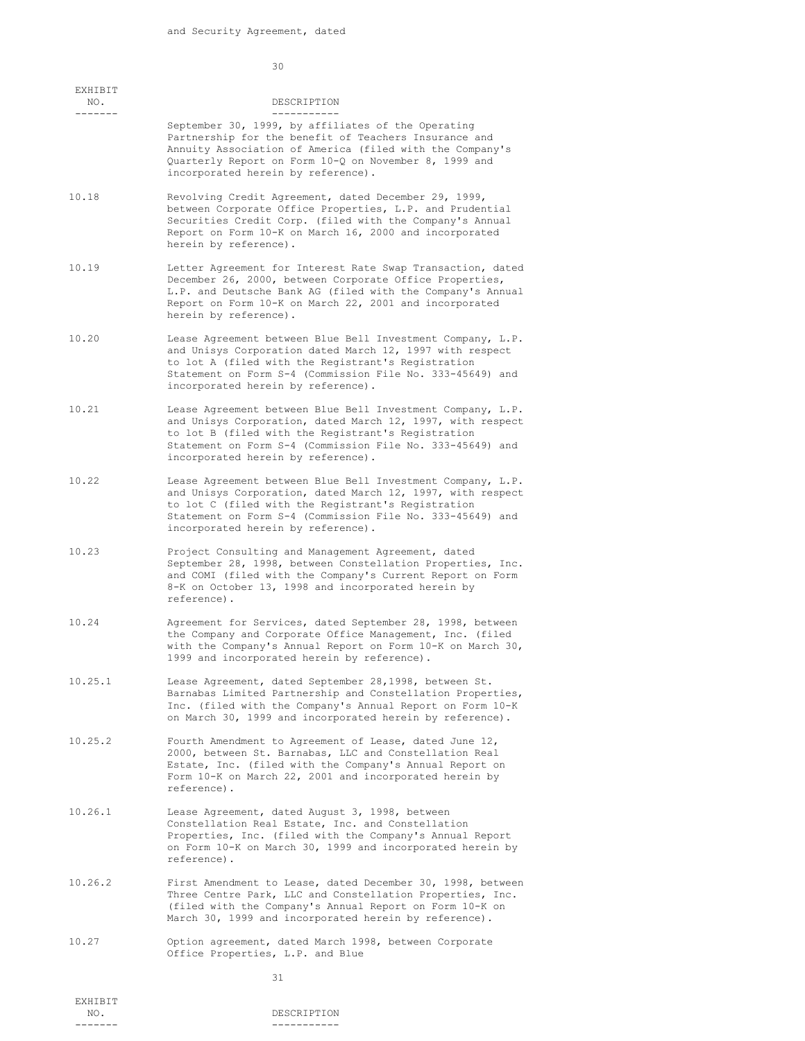and Security Agreement, dated

| EXHIBIT NO. | DESCRIPTION |
| --- | --- |
| | September 30, 1999, by affiliates of the Operating Partnership for the benefit of Teachers Insurance and Annuity Association of America (filed with the Company's Quarterly Report on Form 10-Q on November 8, 1999 and incorporated herein by reference). |
| 10.18 | Revolving Credit Agreement, dated December 29, 1999, between Corporate Office Properties, L.P. and Prudential Securities Credit Corp. (filed with the Company's Annual Report on Form 10-K on March 16, 2000 and incorporated herein by reference). |
| 10.19 | Letter Agreement for Interest Rate Swap Transaction, dated December 26, 2000, between Corporate Office Properties, L.P. and Deutsche Bank AG (filed with the Company's Annual Report on Form 10-K on March 22, 2001 and incorporated herein by reference). |
| 10.20 | Lease Agreement between Blue Bell Investment Company, L.P. and Unisys Corporation dated March 12, 1997 with respect to lot A (filed with the Registrant's Registration Statement on Form S-4 (Commission File No. 333-45649) and incorporated herein by reference). |
| 10.21 | Lease Agreement between Blue Bell Investment Company, L.P. and Unisys Corporation, dated March 12, 1997, with respect to lot B (filed with the Registrant's Registration Statement on Form S-4 (Commission File No. 333-45649) and incorporated herein by reference). |
| 10.22 | Lease Agreement between Blue Bell Investment Company, L.P. and Unisys Corporation, dated March 12, 1997, with respect to lot C (filed with the Registrant's Registration Statement on Form S-4 (Commission File No. 333-45649) and incorporated herein by reference). |
| 10.23 | Project Consulting and Management Agreement, dated September 28, 1998, between Constellation Properties, Inc. and COMI (filed with the Company's Current Report on Form 8-K on October 13, 1998 and incorporated herein by reference). |
| 10.24 | Agreement for Services, dated September 28, 1998, between the Company and Corporate Office Management, Inc. (filed with the Company's Annual Report on Form 10-K on March 30, 1999 and incorporated herein by reference). |
| 10.25.1 | Lease Agreement, dated September 28,1998, between St. Barnabas Limited Partnership and Constellation Properties, Inc. (filed with the Company's Annual Report on Form 10-K on March 30, 1999 and incorporated herein by reference). |
| 10.25.2 | Fourth Amendment to Agreement of Lease, dated June 12, 2000, between St. Barnabas, LLC and Constellation Real Estate, Inc. (filed with the Company's Annual Report on Form 10-K on March 22, 2001 and incorporated herein by reference). |
| 10.26.1 | Lease Agreement, dated August 3, 1998, between Constellation Real Estate, Inc. and Constellation Properties, Inc. (filed with the Company's Annual Report on Form 10-K on March 30, 1999 and incorporated herein by reference). |
| 10.26.2 | First Amendment to Lease, dated December 30, 1998, between Three Centre Park, LLC and Constellation Properties, Inc. (filed with the Company's Annual Report on Form 10-K on March 30, 1999 and incorporated herein by reference). |
| 10.27 | Option agreement, dated March 1998, between Corporate Office Properties, L.P. and Blue |

| EXHIBIT NO. | DESCRIPTION |
| --- | --- |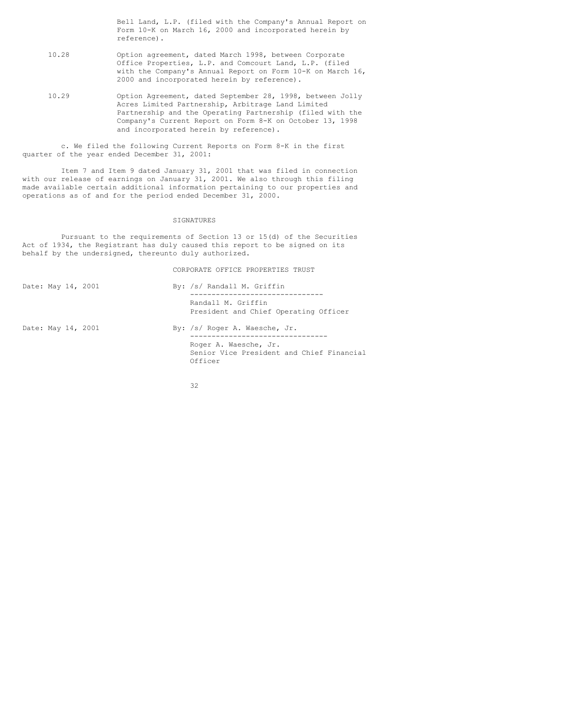Bell Land, L.P. (filed with the Company's Annual Report on Form 10-K on March 16, 2000 and incorporated herein by reference).

| | |
|---|---|
| 10.28 | Option agreement, dated March 1998, between Corporate Office Properties, L.P. and Comcourt Land, L.P. (filed with the Company's Annual Report on Form 10-K on March 16, 2000 and incorporated herein by reference). |
| 10.29 | Option Agreement, dated September 28, 1998, between Jolly Acres Limited Partnership, Arbitrage Land Limited Partnership and the Operating Partnership (filed with the Company's Current Report on Form 8-K on October 13, 1998 and incorporated herein by reference). |

c. We filed the following Current Reports on Form 8-K in the first quarter of the year ended December 31, 2001:

Item 7 and Item 9 dated January 31, 2001 that was filed in connection with our release of earnings on January 31, 2001. We also through this filing made available certain additional information pertaining to our properties and operations as of and for the period ended December 31, 2000.

## SIGNATURES

Pursuant to the requirements of Section 13 or 15(d) of the Securities Act of 1934, the Registrant has duly caused this report to be signed on its behalf by the undersigned, thereunto duly authorized.

CORPORATE OFFICE PROPERTIES TRUST

Date: May 14, 2001

By: /s/ Randall M. Griffin

Randall M. Griffin
President and Chief Operating Officer

Date: May 14, 2001

By: /s/ Roger A. Waesche, Jr.

Roger A. Waesche, Jr.
Senior Vice President and Chief Financial Officer